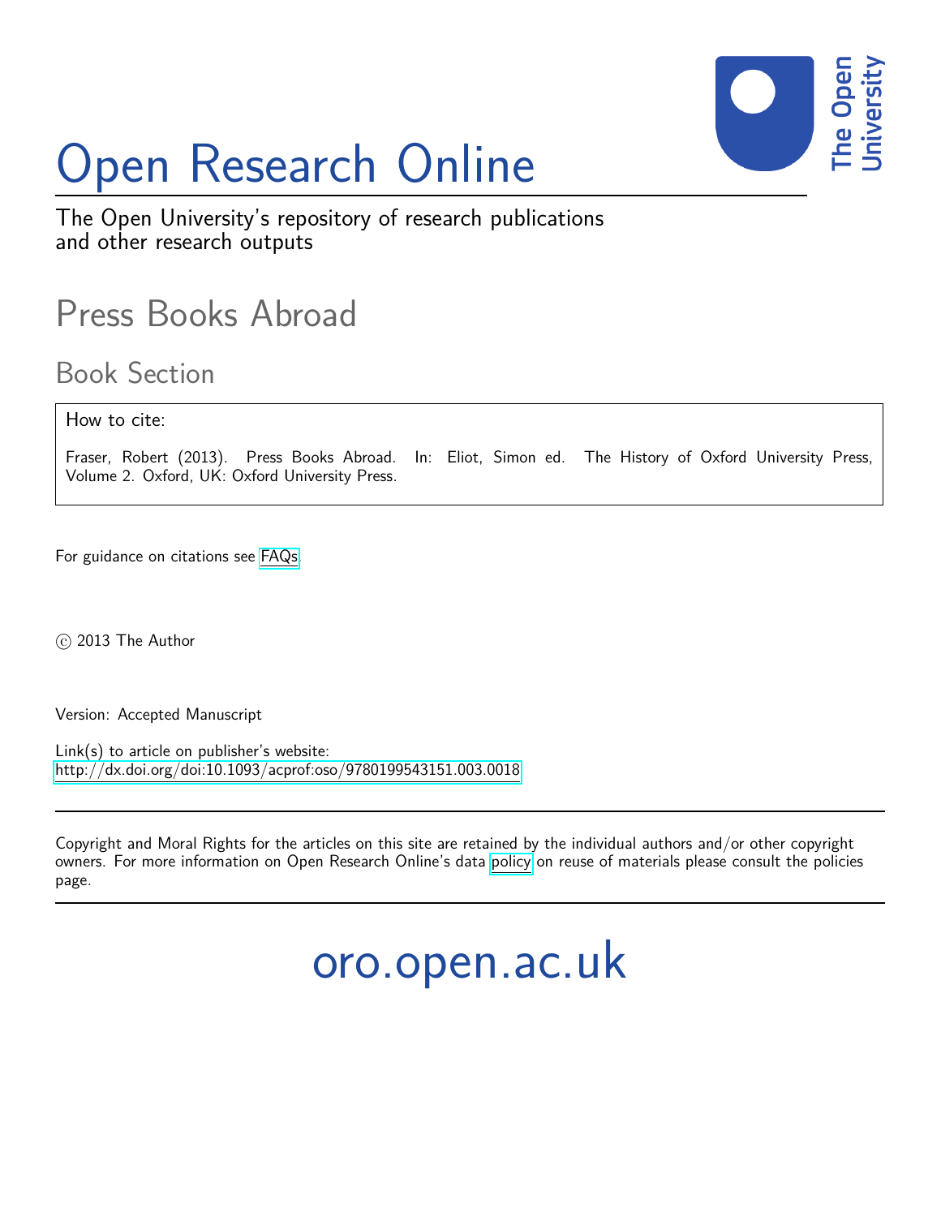# Open Research Online

The Open University's repository of research publications and other research outputs

## Press Books Abroad

### Book Section

How to cite:

Fraser, Robert (2013). Press Books Abroad. In: Eliot, Simon ed. The History of Oxford University Press, Volume 2. Oxford, UK: Oxford University Press.

For guidance on citations see FAQs.

© 2013 The Author

Version: Accepted Manuscript

Link(s) to article on publisher's website:
http://dx.doi.org/doi:10.1093/acprof:oso/9780199543151.003.0018

Copyright and Moral Rights for the articles on this site are retained by the individual authors and/or other copyright owners. For more information on Open Research Online's data policy on reuse of materials please consult the policies page.

oro.open.ac.uk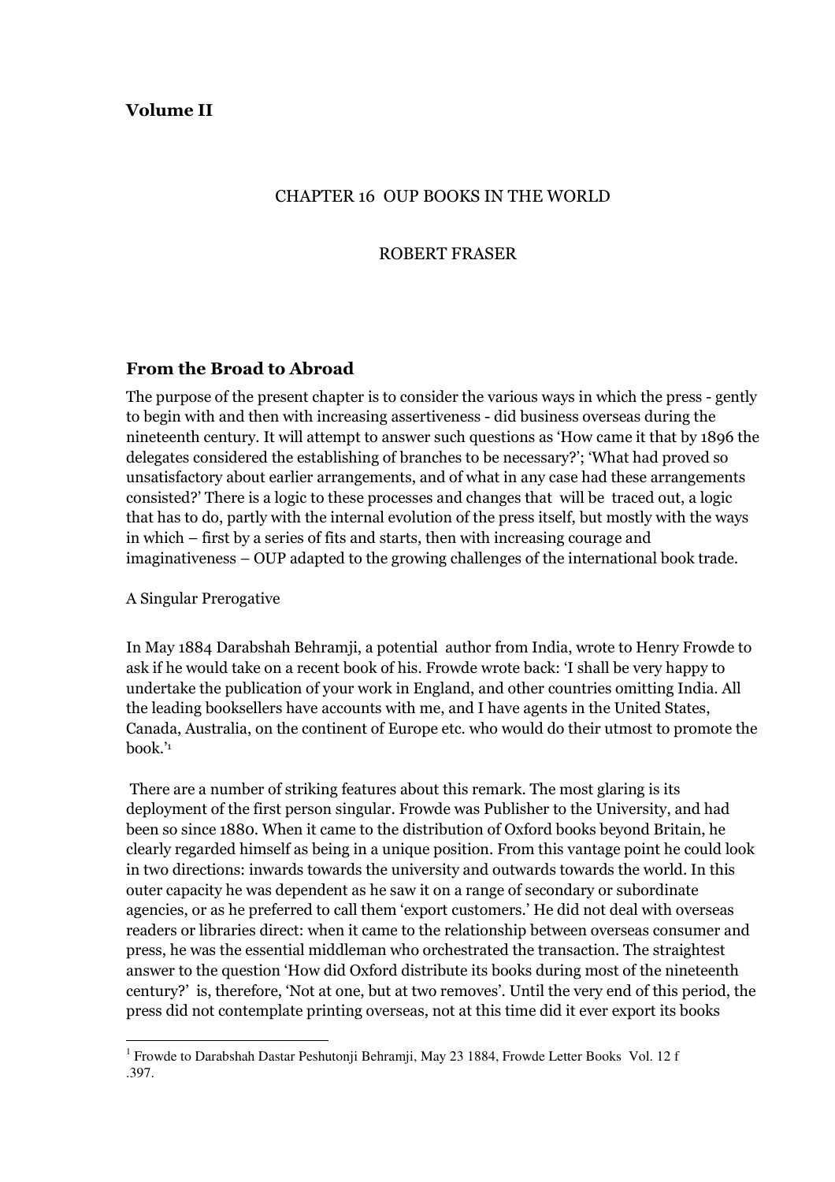**Volume II**

CHAPTER 16 OUP BOOKS IN THE WORLD

ROBERT FRASER

## From the Broad to Abroad

The purpose of the present chapter is to consider the various ways in which the press - gently to begin with and then with increasing assertiveness - did business overseas during the nineteenth century. It will attempt to answer such questions as 'How came it that by 1896 the delegates considered the establishing of branches to be necessary?'; 'What had proved so unsatisfactory about earlier arrangements, and of what in any case had these arrangements consisted?' There is a logic to these processes and changes that will be traced out, a logic that has to do, partly with the internal evolution of the press itself, but mostly with the ways in which – first by a series of fits and starts, then with increasing courage and imaginativeness – OUP adapted to the growing challenges of the international book trade.

A Singular Prerogative

In May 1884 Darabshah Behramji, a potential author from India, wrote to Henry Frowde to ask if he would take on a recent book of his. Frowde wrote back: 'I shall be very happy to undertake the publication of your work in England, and other countries omitting India. All the leading booksellers have accounts with me, and I have agents in the United States, Canada, Australia, on the continent of Europe etc. who would do their utmost to promote the book.'[1]

There are a number of striking features about this remark. The most glaring is its deployment of the first person singular. Frowde was Publisher to the University, and had been so since 1880. When it came to the distribution of Oxford books beyond Britain, he clearly regarded himself as being in a unique position. From this vantage point he could look in two directions: inwards towards the university and outwards towards the world. In this outer capacity he was dependent as he saw it on a range of secondary or subordinate agencies, or as he preferred to call them 'export customers.' He did not deal with overseas readers or libraries direct: when it came to the relationship between overseas consumer and press, he was the essential middleman who orchestrated the transaction. The straightest answer to the question 'How did Oxford distribute its books during most of the nineteenth century?' is, therefore, 'Not at one, but at two removes'. Until the very end of this period, the press did not contemplate printing overseas, not at this time did it ever export its books

[1] Frowde to Darabshah Dastar Peshutonji Behramji, May 23 1884, Frowde Letter Books Vol. 12 f .397.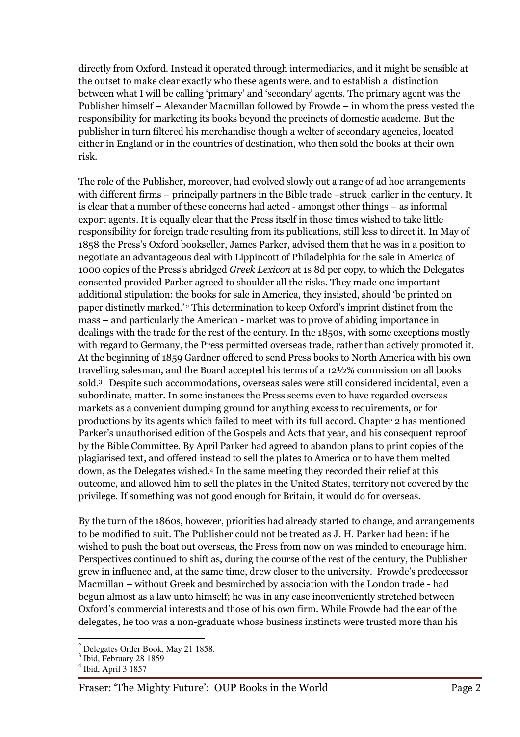directly from Oxford. Instead it operated through intermediaries, and it might be sensible at the outset to make clear exactly who these agents were, and to establish a distinction between what I will be calling 'primary' and 'secondary' agents. The primary agent was the Publisher himself – Alexander Macmillan followed by Frowde – in whom the press vested the responsibility for marketing its books beyond the precincts of domestic academe. But the publisher in turn filtered his merchandise though a welter of secondary agencies, located either in England or in the countries of destination, who then sold the books at their own risk.

The role of the Publisher, moreover, had evolved slowly out a range of ad hoc arrangements with different firms – principally partners in the Bible trade –struck earlier in the century. It is clear that a number of these concerns had acted - amongst other things – as informal export agents. It is equally clear that the Press itself in those times wished to take little responsibility for foreign trade resulting from its publications, still less to direct it. In May of 1858 the Press's Oxford bookseller, James Parker, advised them that he was in a position to negotiate an advantageous deal with Lippincott of Philadelphia for the sale in America of 1000 copies of the Press's abridged *Greek Lexicon* at 1s 8d per copy, to which the Delegates consented provided Parker agreed to shoulder all the risks. They made one important additional stipulation: the books for sale in America, they insisted, should 'be printed on paper distinctly marked.'[2] This determination to keep Oxford's imprint distinct from the mass – and particularly the American - market was to prove of abiding importance in dealings with the trade for the rest of the century. In the 1850s, with some exceptions mostly with regard to Germany, the Press permitted overseas trade, rather than actively promoted it. At the beginning of 1859 Gardner offered to send Press books to North America with his own travelling salesman, and the Board accepted his terms of a 12½% commission on all books sold.[3] Despite such accommodations, overseas sales were still considered incidental, even a subordinate, matter. In some instances the Press seems even to have regarded overseas markets as a convenient dumping ground for anything excess to requirements, or for productions by its agents which failed to meet with its full accord. Chapter 2 has mentioned Parker's unauthorised edition of the Gospels and Acts that year, and his consequent reproof by the Bible Committee. By April Parker had agreed to abandon plans to print copies of the plagiarised text, and offered instead to sell the plates to America or to have them melted down, as the Delegates wished.[4] In the same meeting they recorded their relief at this outcome, and allowed him to sell the plates in the United States, territory not covered by the privilege. If something was not good enough for Britain, it would do for overseas.

By the turn of the 1860s, however, priorities had already started to change, and arrangements to be modified to suit. The Publisher could not be treated as J. H. Parker had been: if he wished to push the boat out overseas, the Press from now on was minded to encourage him. Perspectives continued to shift as, during the course of the rest of the century, the Publisher grew in influence and, at the same time, drew closer to the university. Frowde's predecessor Macmillan – without Greek and besmirched by association with the London trade - had begun almost as a law unto himself; he was in any case inconveniently stretched between Oxford's commercial interests and those of his own firm. While Frowde had the ear of the delegates, he too was a non-graduate whose business instincts were trusted more than his

---

[2] Delegates Order Book, May 21 1858.

[3] Ibid, February 28 1859

[4] Ibid, April 3 1857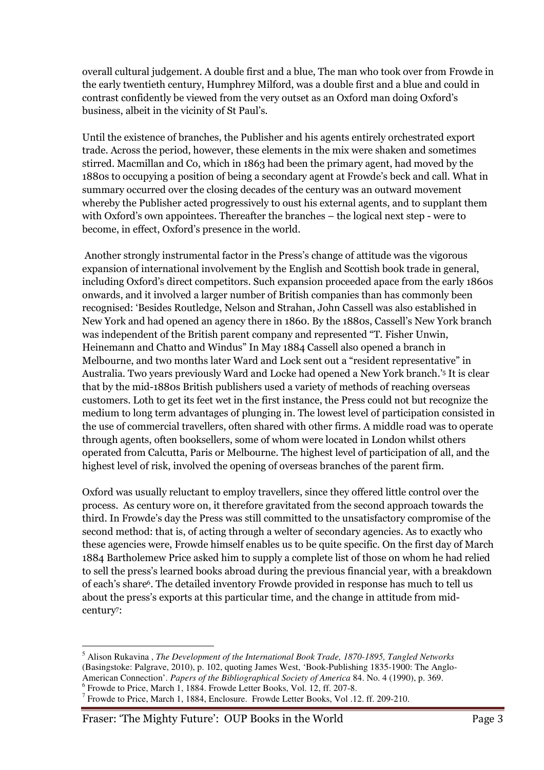overall cultural judgement. A double first and a blue, The man who took over from Frowde in the early twentieth century, Humphrey Milford, was a double first and a blue and could in contrast confidently be viewed from the very outset as an Oxford man doing Oxford's business, albeit in the vicinity of St Paul's.

Until the existence of branches, the Publisher and his agents entirely orchestrated export trade. Across the period, however, these elements in the mix were shaken and sometimes stirred. Macmillan and Co, which in 1863 had been the primary agent, had moved by the 1880s to occupying a position of being a secondary agent at Frowde's beck and call. What in summary occurred over the closing decades of the century was an outward movement whereby the Publisher acted progressively to oust his external agents, and to supplant them with Oxford's own appointees. Thereafter the branches – the logical next step - were to become, in effect, Oxford's presence in the world.

Another strongly instrumental factor in the Press's change of attitude was the vigorous expansion of international involvement by the English and Scottish book trade in general, including Oxford's direct competitors. Such expansion proceeded apace from the early 1860s onwards, and it involved a larger number of British companies than has commonly been recognised: 'Besides Routledge, Nelson and Strahan, John Cassell was also established in New York and had opened an agency there in 1860. By the 1880s, Cassell's New York branch was independent of the British parent company and represented "T. Fisher Unwin, Heinemann and Chatto and Windus" In May 1884 Cassell also opened a branch in Melbourne, and two months later Ward and Lock sent out a "resident representative" in Australia. Two years previously Ward and Locke had opened a New York branch.'[5] It is clear that by the mid-1880s British publishers used a variety of methods of reaching overseas customers. Loth to get its feet wet in the first instance, the Press could not but recognize the medium to long term advantages of plunging in. The lowest level of participation consisted in the use of commercial travellers, often shared with other firms. A middle road was to operate through agents, often booksellers, some of whom were located in London whilst others operated from Calcutta, Paris or Melbourne. The highest level of participation of all, and the highest level of risk, involved the opening of overseas branches of the parent firm.

Oxford was usually reluctant to employ travellers, since they offered little control over the process. As century wore on, it therefore gravitated from the second approach towards the third. In Frowde's day the Press was still committed to the unsatisfactory compromise of the second method: that is, of acting through a welter of secondary agencies. As to exactly who these agencies were, Frowde himself enables us to be quite specific. On the first day of March 1884 Bartholemew Price asked him to supply a complete list of those on whom he had relied to sell the press's learned books abroad during the previous financial year, with a breakdown of each's share[6]. The detailed inventory Frowde provided in response has much to tell us about the press's exports at this particular time, and the change in attitude from mid-century[7]:

---

[5] Alison Rukavina , *The Development of the International Book Trade, 1870-1895, Tangled Networks* (Basingstoke: Palgrave, 2010), p. 102, quoting James West, 'Book-Publishing 1835-1900: The Anglo-American Connection'. *Papers of the Bibliographical Society of America* 84. No. 4 (1990), p. 369.

[6] Frowde to Price, March 1, 1884. Frowde Letter Books, Vol. 12, ff. 207-8.

[7] Frowde to Price, March 1, 1884, Enclosure. Frowde Letter Books, Vol .12. ff. 209-210.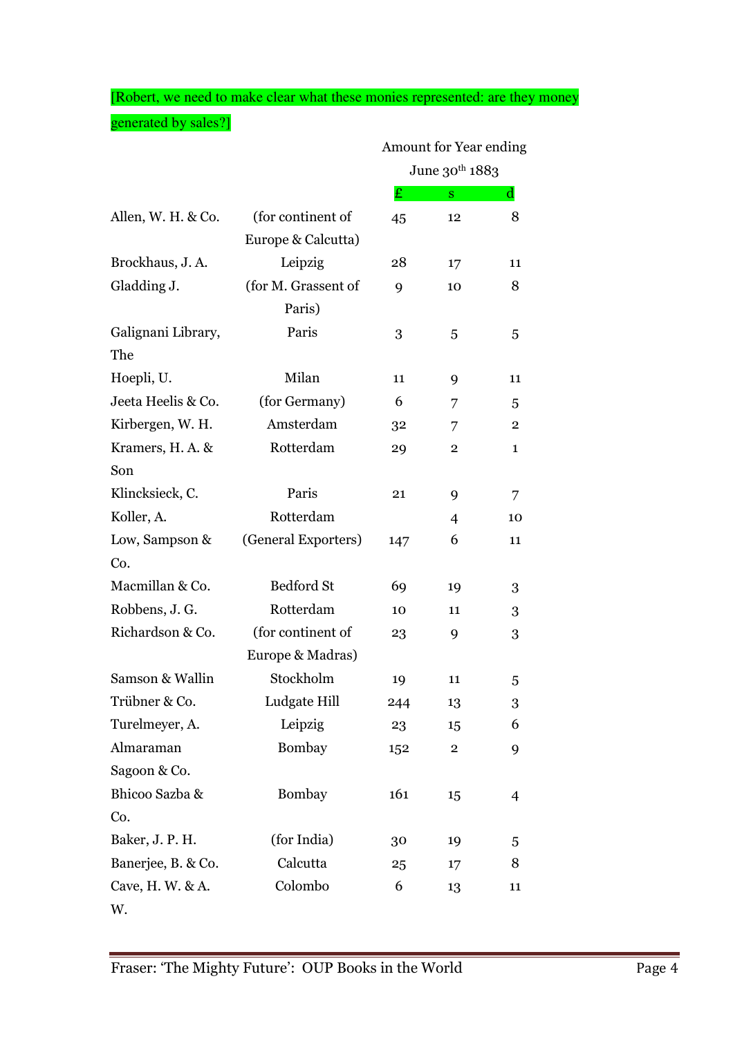[Robert, we need to make clear what these monies represented: are they money generated by sales?]

| | | Amount for Year ending June 30th 1883 | | |
|---|---|---|---|---|
| | | £ | s | d |
| Allen, W. H. & Co. | (for continent of Europe & Calcutta) | 45 | 12 | 8 |
| Brockhaus, J. A. | Leipzig | 28 | 17 | 11 |
| Gladding J. | (for M. Grassent of Paris) | 9 | 10 | 8 |
| Galignani Library, The | Paris | 3 | 5 | 5 |
| Hoepli, U. | Milan | 11 | 9 | 11 |
| Jeeta Heelis & Co. | (for Germany) | 6 | 7 | 5 |
| Kirbergen, W. H. | Amsterdam | 32 | 7 | 2 |
| Kramers, H. A. & Son | Rotterdam | 29 | 2 | 1 |
| Klincksieck, C. | Paris | 21 | 9 | 7 |
| Koller, A. | Rotterdam | | 4 | 10 |
| Low, Sampson & Co. | (General Exporters) | 147 | 6 | 11 |
| Macmillan & Co. | Bedford St | 69 | 19 | 3 |
| Robbens, J. G. | Rotterdam | 10 | 11 | 3 |
| Richardson & Co. | (for continent of Europe & Madras) | 23 | 9 | 3 |
| Samson & Wallin | Stockholm | 19 | 11 | 5 |
| Trübner & Co. | Ludgate Hill | 244 | 13 | 3 |
| Turelmeyer, A. | Leipzig | 23 | 15 | 6 |
| Almaraman Sagoon & Co. | Bombay | 152 | 2 | 9 |
| Bhicoo Sazba & Co. | Bombay | 161 | 15 | 4 |
| Baker, J. P. H. | (for India) | 30 | 19 | 5 |
| Banerjee, B. & Co. | Calcutta | 25 | 17 | 8 |
| Cave, H. W. & A. W. | Colombo | 6 | 13 | 11 |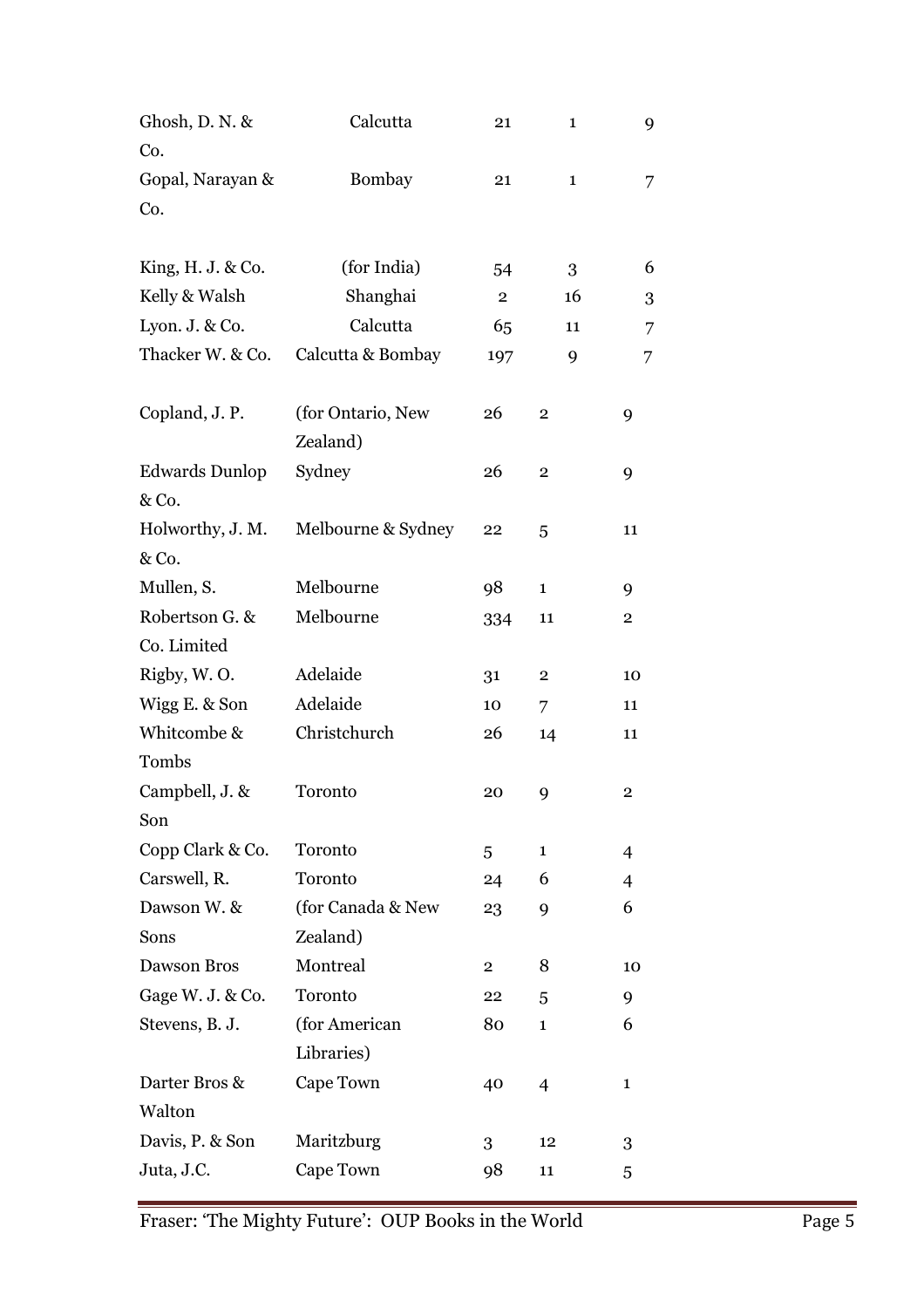| | | | | |
|---|---|---|---|---|
| Ghosh, D. N. & Co. | Calcutta | 21 | 1 | 9 |
| Gopal, Narayan & Co. | Bombay | 21 | 1 | 7 |
| | | | | |
| King, H. J. & Co. | (for India) | 54 | 3 | 6 |
| Kelly & Walsh | Shanghai | 2 | 16 | 3 |
| Lyon. J. & Co. | Calcutta | 65 | 11 | 7 |
| Thacker W. & Co. | Calcutta & Bombay | 197 | 9 | 7 |
| | | | | |
| Copland, J. P. | (for Ontario, New Zealand) | 26 | 2 | 9 |
| Edwards Dunlop & Co. | Sydney | 26 | 2 | 9 |
| Holworthy, J. M. & Co. | Melbourne & Sydney | 22 | 5 | 11 |
| Mullen, S. | Melbourne | 98 | 1 | 9 |
| Robertson G. & Co. Limited | Melbourne | 334 | 11 | 2 |
| Rigby, W. O. | Adelaide | 31 | 2 | 10 |
| Wigg E. & Son | Adelaide | 10 | 7 | 11 |
| Whitcombe & Tombs | Christchurch | 26 | 14 | 11 |
| Campbell, J. & Son | Toronto | 20 | 9 | 2 |
| Copp Clark & Co. | Toronto | 5 | 1 | 4 |
| Carswell, R. | Toronto | 24 | 6 | 4 |
| Dawson W. & Sons | (for Canada & New Zealand) | 23 | 9 | 6 |
| Dawson Bros | Montreal | 2 | 8 | 10 |
| Gage W. J. & Co. | Toronto | 22 | 5 | 9 |
| Stevens, B. J. | (for American Libraries) | 80 | 1 | 6 |
| Darter Bros & Walton | Cape Town | 40 | 4 | 1 |
| Davis, P. & Son | Maritzburg | 3 | 12 | 3 |
| Juta, J.C. | Cape Town | 98 | 11 | 5 |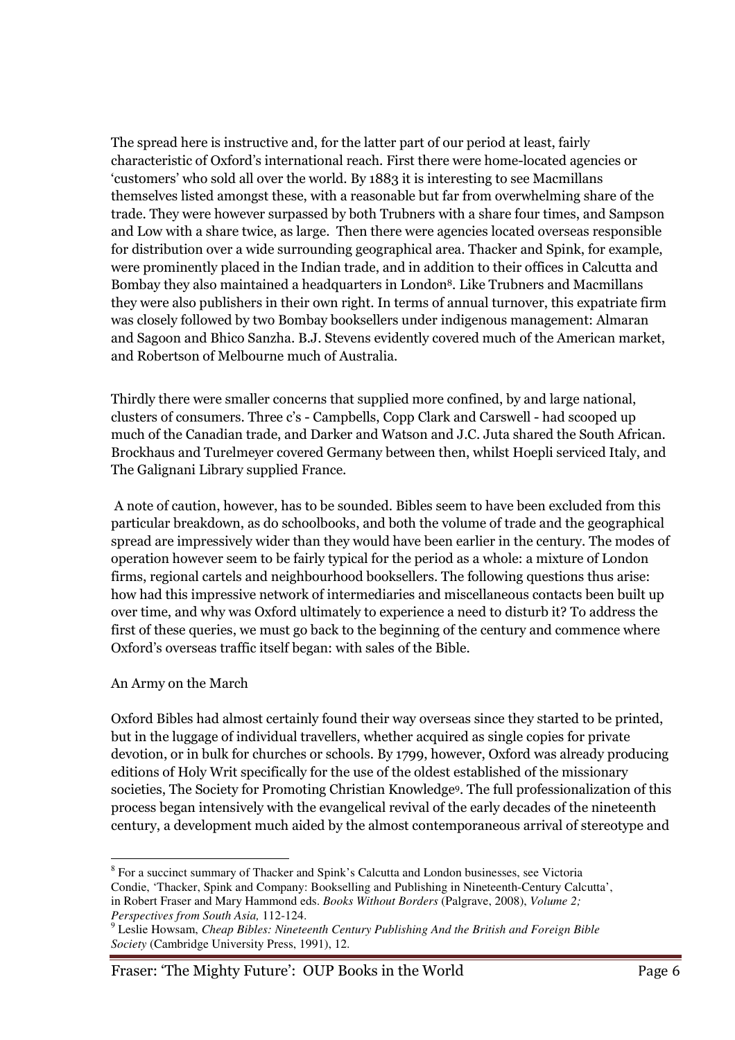The spread here is instructive and, for the latter part of our period at least, fairly characteristic of Oxford's international reach. First there were home-located agencies or 'customers' who sold all over the world. By 1883 it is interesting to see Macmillans themselves listed amongst these, with a reasonable but far from overwhelming share of the trade. They were however surpassed by both Trubners with a share four times, and Sampson and Low with a share twice, as large. Then there were agencies located overseas responsible for distribution over a wide surrounding geographical area. Thacker and Spink, for example, were prominently placed in the Indian trade, and in addition to their offices in Calcutta and Bombay they also maintained a headquarters in London[8]. Like Trubners and Macmillans they were also publishers in their own right. In terms of annual turnover, this expatriate firm was closely followed by two Bombay booksellers under indigenous management: Almaran and Sagoon and Bhico Sanzha. B.J. Stevens evidently covered much of the American market, and Robertson of Melbourne much of Australia.

Thirdly there were smaller concerns that supplied more confined, by and large national, clusters of consumers. Three c's - Campbells, Copp Clark and Carswell - had scooped up much of the Canadian trade, and Darker and Watson and J.C. Juta shared the South African. Brockhaus and Turelmeyer covered Germany between then, whilst Hoepli serviced Italy, and The Galignani Library supplied France.

A note of caution, however, has to be sounded. Bibles seem to have been excluded from this particular breakdown, as do schoolbooks, and both the volume of trade and the geographical spread are impressively wider than they would have been earlier in the century. The modes of operation however seem to be fairly typical for the period as a whole: a mixture of London firms, regional cartels and neighbourhood booksellers. The following questions thus arise: how had this impressive network of intermediaries and miscellaneous contacts been built up over time, and why was Oxford ultimately to experience a need to disturb it? To address the first of these queries, we must go back to the beginning of the century and commence where Oxford's overseas traffic itself began: with sales of the Bible.

## An Army on the March

Oxford Bibles had almost certainly found their way overseas since they started to be printed, but in the luggage of individual travellers, whether acquired as single copies for private devotion, or in bulk for churches or schools. By 1799, however, Oxford was already producing editions of Holy Writ specifically for the use of the oldest established of the missionary societies, The Society for Promoting Christian Knowledge[9]. The full professionalization of this process began intensively with the evangelical revival of the early decades of the nineteenth century, a development much aided by the almost contemporaneous arrival of stereotype and

---

[8] For a succinct summary of Thacker and Spink's Calcutta and London businesses, see Victoria Condie, 'Thacker, Spink and Company: Bookselling and Publishing in Nineteenth-Century Calcutta', in Robert Fraser and Mary Hammond eds. *Books Without Borders* (Palgrave, 2008), *Volume 2; Perspectives from South Asia,* 112-124.

[9] Leslie Howsam, *Cheap Bibles: Nineteenth Century Publishing And the British and Foreign Bible Society* (Cambridge University Press, 1991), 12.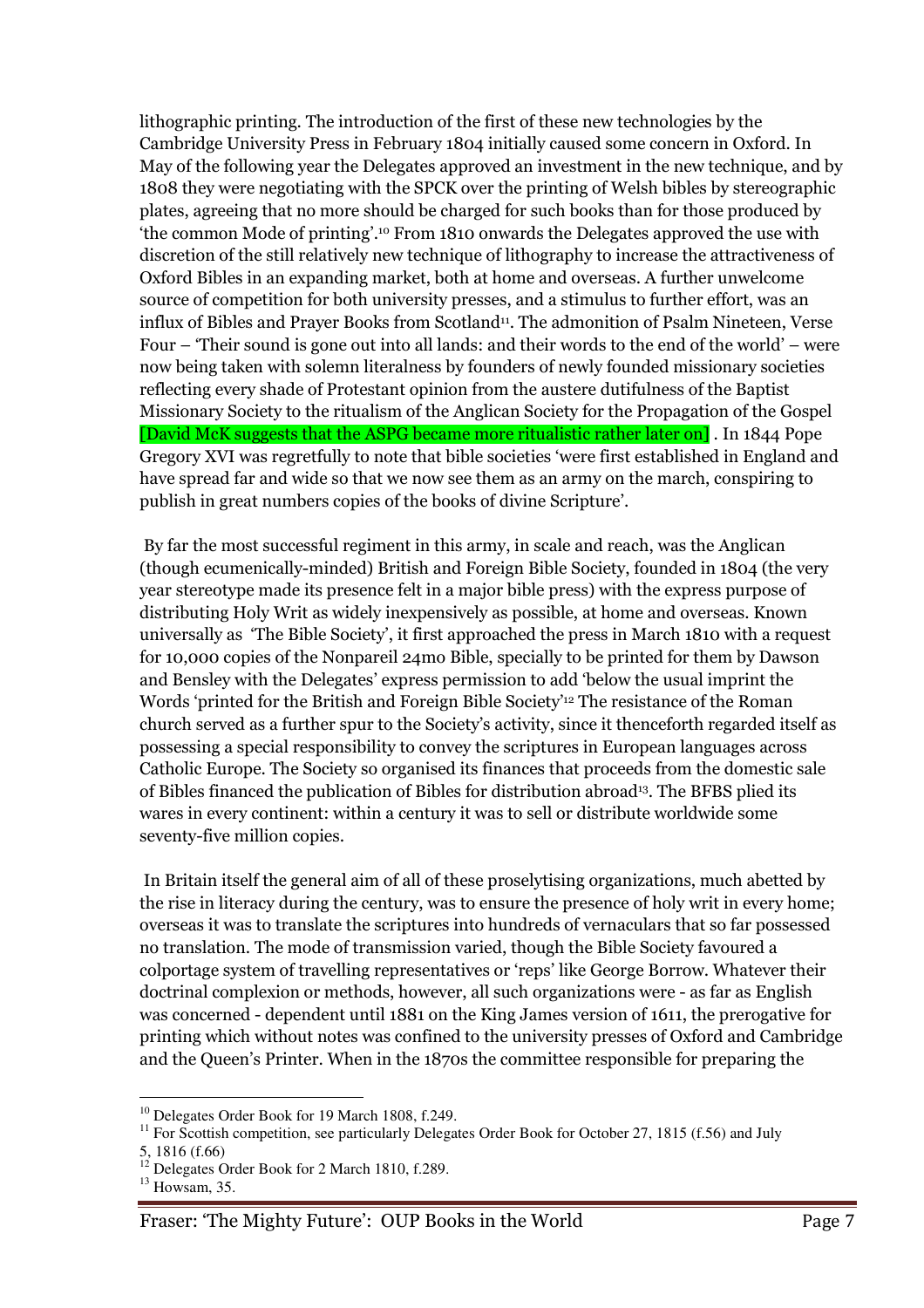lithographic printing. The introduction of the first of these new technologies by the Cambridge University Press in February 1804 initially caused some concern in Oxford. In May of the following year the Delegates approved an investment in the new technique, and by 1808 they were negotiating with the SPCK over the printing of Welsh bibles by stereographic plates, agreeing that no more should be charged for such books than for those produced by 'the common Mode of printing'.[10] From 1810 onwards the Delegates approved the use with discretion of the still relatively new technique of lithography to increase the attractiveness of Oxford Bibles in an expanding market, both at home and overseas. A further unwelcome source of competition for both university presses, and a stimulus to further effort, was an influx of Bibles and Prayer Books from Scotland[11]. The admonition of Psalm Nineteen, Verse Four – 'Their sound is gone out into all lands: and their words to the end of the world' – were now being taken with solemn literalness by founders of newly founded missionary societies reflecting every shade of Protestant opinion from the austere dutifulness of the Baptist Missionary Society to the ritualism of the Anglican Society for the Propagation of the Gospel [David McK suggests that the ASPG became more ritualistic rather later on] . In 1844 Pope Gregory XVI was regretfully to note that bible societies 'were first established in England and have spread far and wide so that we now see them as an army on the march, conspiring to publish in great numbers copies of the books of divine Scripture'.

By far the most successful regiment in this army, in scale and reach, was the Anglican (though ecumenically-minded) British and Foreign Bible Society, founded in 1804 (the very year stereotype made its presence felt in a major bible press) with the express purpose of distributing Holy Writ as widely inexpensively as possible, at home and overseas. Known universally as 'The Bible Society', it first approached the press in March 1810 with a request for 10,000 copies of the Nonpareil 24mo Bible, specially to be printed for them by Dawson and Bensley with the Delegates' express permission to add 'below the usual imprint the Words 'printed for the British and Foreign Bible Society'[12] The resistance of the Roman church served as a further spur to the Society's activity, since it thenceforth regarded itself as possessing a special responsibility to convey the scriptures in European languages across Catholic Europe. The Society so organised its finances that proceeds from the domestic sale of Bibles financed the publication of Bibles for distribution abroad[13]. The BFBS plied its wares in every continent: within a century it was to sell or distribute worldwide some seventy-five million copies.

In Britain itself the general aim of all of these proselytising organizations, much abetted by the rise in literacy during the century, was to ensure the presence of holy writ in every home; overseas it was to translate the scriptures into hundreds of vernaculars that so far possessed no translation. The mode of transmission varied, though the Bible Society favoured a colportage system of travelling representatives or 'reps' like George Borrow. Whatever their doctrinal complexion or methods, however, all such organizations were - as far as English was concerned - dependent until 1881 on the King James version of 1611, the prerogative for printing which without notes was confined to the university presses of Oxford and Cambridge and the Queen's Printer. When in the 1870s the committee responsible for preparing the

---

[10] Delegates Order Book for 19 March 1808, f.249.

[11] For Scottish competition, see particularly Delegates Order Book for October 27, 1815 (f.56) and July 5, 1816 (f.66)

[12] Delegates Order Book for 2 March 1810, f.289.

[13] Howsam, 35.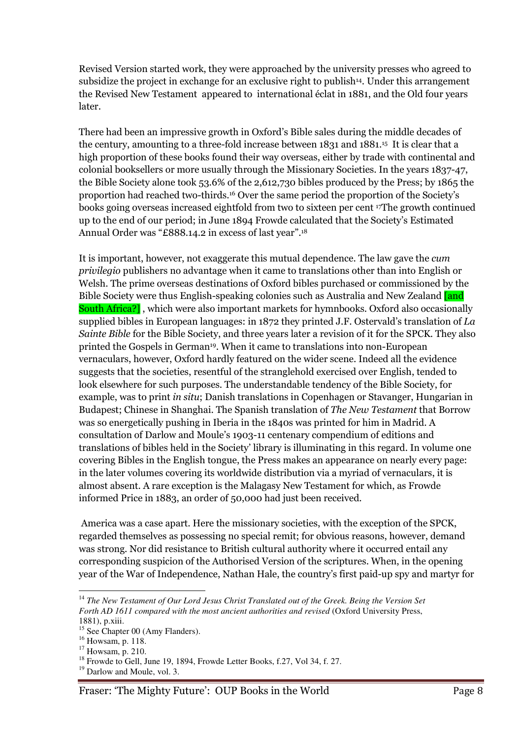Revised Version started work, they were approached by the university presses who agreed to subsidize the project in exchange for an exclusive right to publish[14]. Under this arrangement the Revised New Testament appeared to international éclat in 1881, and the Old four years later.

There had been an impressive growth in Oxford's Bible sales during the middle decades of the century, amounting to a three-fold increase between 1831 and 1881.[15] It is clear that a high proportion of these books found their way overseas, either by trade with continental and colonial booksellers or more usually through the Missionary Societies. In the years 1837-47, the Bible Society alone took 53.6% of the 2,612,730 bibles produced by the Press; by 1865 the proportion had reached two-thirds.[16] Over the same period the proportion of the Society's books going overseas increased eightfold from two to sixteen per cent [17]The growth continued up to the end of our period; in June 1894 Frowde calculated that the Society's Estimated Annual Order was "£888.14.2 in excess of last year".[18]

It is important, however, not exaggerate this mutual dependence. The law gave the *cum privilegio* publishers no advantage when it came to translations other than into English or Welsh. The prime overseas destinations of Oxford bibles purchased or commissioned by the Bible Society were thus English-speaking colonies such as Australia and New Zealand [and South Africa?] , which were also important markets for hymnbooks. Oxford also occasionally supplied bibles in European languages: in 1872 they printed J.F. Ostervald's translation of *La Sainte Bible* for the Bible Society, and three years later a revision of it for the SPCK. They also printed the Gospels in German[19]. When it came to translations into non-European vernaculars, however, Oxford hardly featured on the wider scene. Indeed all the evidence suggests that the societies, resentful of the stranglehold exercised over English, tended to look elsewhere for such purposes. The understandable tendency of the Bible Society, for example, was to print *in situ*; Danish translations in Copenhagen or Stavanger, Hungarian in Budapest; Chinese in Shanghai. The Spanish translation of *The New Testament* that Borrow was so energetically pushing in Iberia in the 1840s was printed for him in Madrid. A consultation of Darlow and Moule's 1903-11 centenary compendium of editions and translations of bibles held in the Society' library is illuminating in this regard. In volume one covering Bibles in the English tongue, the Press makes an appearance on nearly every page: in the later volumes covering its worldwide distribution via a myriad of vernaculars, it is almost absent. A rare exception is the Malagasy New Testament for which, as Frowde informed Price in 1883, an order of 50,000 had just been received.

America was a case apart. Here the missionary societies, with the exception of the SPCK, regarded themselves as possessing no special remit; for obvious reasons, however, demand was strong. Nor did resistance to British cultural authority where it occurred entail any corresponding suspicion of the Authorised Version of the scriptures. When, in the opening year of the War of Independence, Nathan Hale, the country's first paid-up spy and martyr for

---

[14] *The New Testament of Our Lord Jesus Christ Translated out of the Greek. Being the Version Set Forth AD 1611 compared with the most ancient authorities and revised* (Oxford University Press, 1881), p.xiii.

[15] See Chapter 00 (Amy Flanders).

[16] Howsam, p. 118.

[17] Howsam, p. 210.

[18] Frowde to Gell, June 19, 1894, Frowde Letter Books, f.27, Vol 34, f. 27.

[19] Darlow and Moule, vol. 3.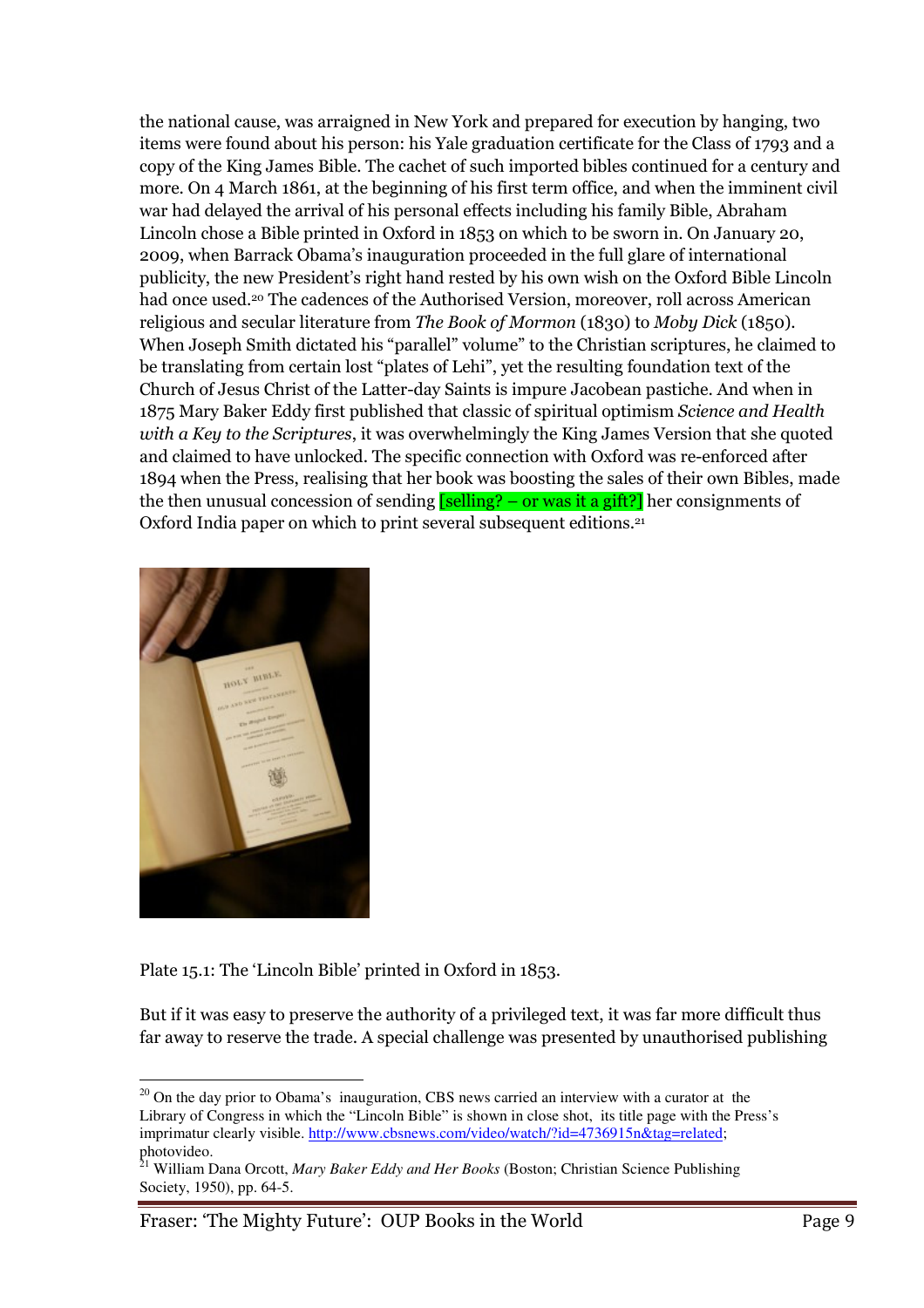the national cause, was arraigned in New York and prepared for execution by hanging, two items were found about his person: his Yale graduation certificate for the Class of 1793 and a copy of the King James Bible. The cachet of such imported bibles continued for a century and more. On 4 March 1861, at the beginning of his first term office, and when the imminent civil war had delayed the arrival of his personal effects including his family Bible, Abraham Lincoln chose a Bible printed in Oxford in 1853 on which to be sworn in. On January 20, 2009, when Barrack Obama's inauguration proceeded in the full glare of international publicity, the new President's right hand rested by his own wish on the Oxford Bible Lincoln had once used.[20] The cadences of the Authorised Version, moreover, roll across American religious and secular literature from *The Book of Mormon* (1830) to *Moby Dick* (1850). When Joseph Smith dictated his "parallel" volume" to the Christian scriptures, he claimed to be translating from certain lost "plates of Lehi", yet the resulting foundation text of the Church of Jesus Christ of the Latter-day Saints is impure Jacobean pastiche. And when in 1875 Mary Baker Eddy first published that classic of spiritual optimism *Science and Health with a Key to the Scriptures*, it was overwhelmingly the King James Version that she quoted and claimed to have unlocked. The specific connection with Oxford was re-enforced after 1894 when the Press, realising that her book was boosting the sales of their own Bibles, made the then unusual concession of sending [selling? – or was it a gift?] her consignments of Oxford India paper on which to print several subsequent editions.[21]

Plate 15.1: The 'Lincoln Bible' printed in Oxford in 1853.

But if it was easy to preserve the authority of a privileged text, it was far more difficult thus far away to reserve the trade. A special challenge was presented by unauthorised publishing

---

[20] On the day prior to Obama's inauguration, CBS news carried an interview with a curator at the Library of Congress in which the "Lincoln Bible" is shown in close shot, its title page with the Press's imprimatur clearly visible. http://www.cbsnews.com/video/watch/?id=4736915n&tag=related; photovideo.

[21] William Dana Orcott, *Mary Baker Eddy and Her Books* (Boston; Christian Science Publishing Society, 1950), pp. 64-5.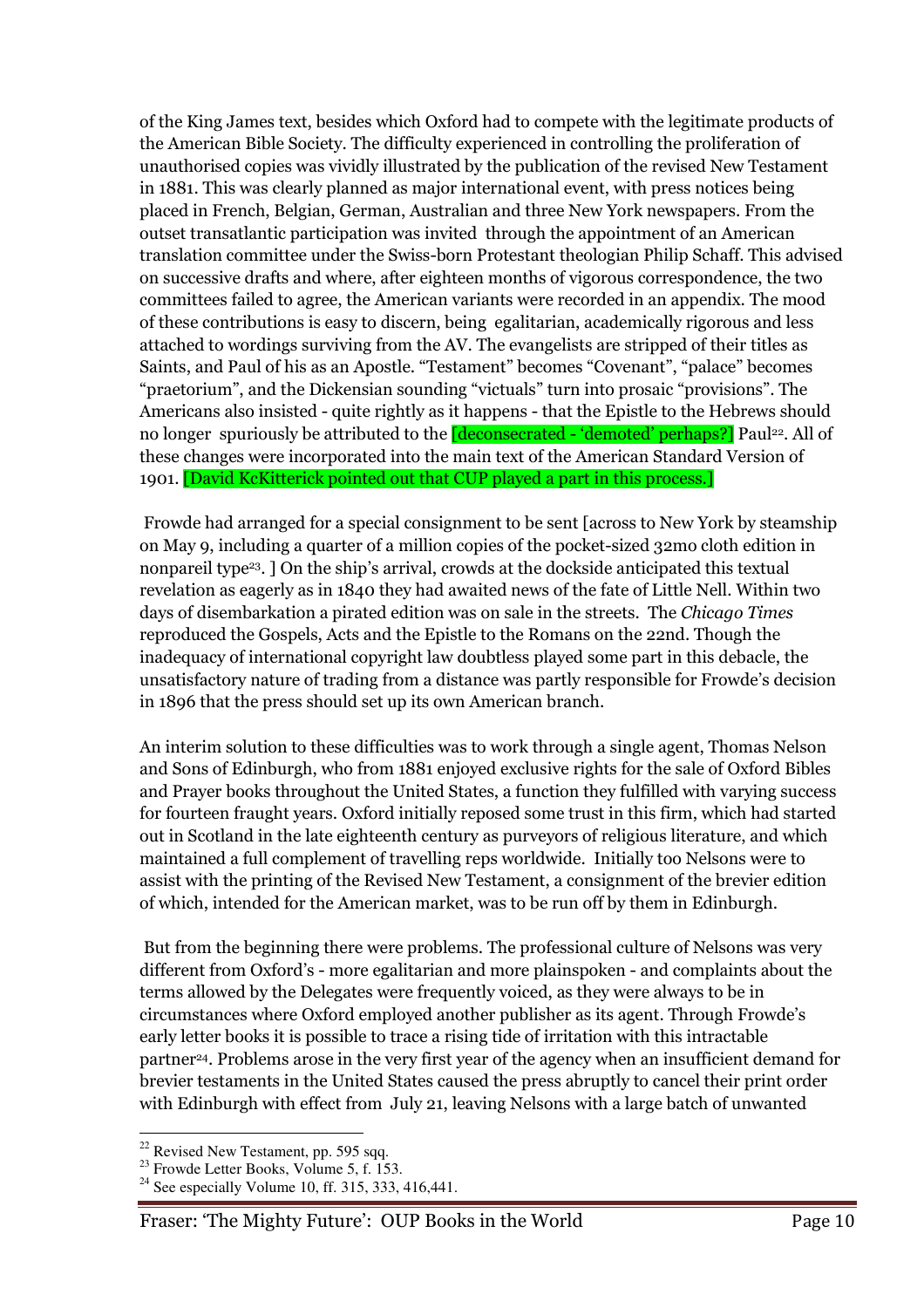of the King James text, besides which Oxford had to compete with the legitimate products of the American Bible Society. The difficulty experienced in controlling the proliferation of unauthorised copies was vividly illustrated by the publication of the revised New Testament in 1881. This was clearly planned as major international event, with press notices being placed in French, Belgian, German, Australian and three New York newspapers. From the outset transatlantic participation was invited through the appointment of an American translation committee under the Swiss-born Protestant theologian Philip Schaff. This advised on successive drafts and where, after eighteen months of vigorous correspondence, the two committees failed to agree, the American variants were recorded in an appendix. The mood of these contributions is easy to discern, being egalitarian, academically rigorous and less attached to wordings surviving from the AV. The evangelists are stripped of their titles as Saints, and Paul of his as an Apostle. "Testament" becomes "Covenant", "palace" becomes "praetorium", and the Dickensian sounding "victuals" turn into prosaic "provisions". The Americans also insisted - quite rightly as it happens - that the Epistle to the Hebrews should no longer spuriously be attributed to the [deconsecrated - 'demoted' perhaps?] Paul[22]. All of these changes were incorporated into the main text of the American Standard Version of 1901. [David KcKitterick pointed out that CUP played a part in this process.]

Frowde had arranged for a special consignment to be sent [across to New York by steamship on May 9, including a quarter of a million copies of the pocket-sized 32mo cloth edition in nonpareil type[23]. ] On the ship's arrival, crowds at the dockside anticipated this textual revelation as eagerly as in 1840 they had awaited news of the fate of Little Nell. Within two days of disembarkation a pirated edition was on sale in the streets. The *Chicago Times* reproduced the Gospels, Acts and the Epistle to the Romans on the 22nd. Though the inadequacy of international copyright law doubtless played some part in this debacle, the unsatisfactory nature of trading from a distance was partly responsible for Frowde's decision in 1896 that the press should set up its own American branch.

An interim solution to these difficulties was to work through a single agent, Thomas Nelson and Sons of Edinburgh, who from 1881 enjoyed exclusive rights for the sale of Oxford Bibles and Prayer books throughout the United States, a function they fulfilled with varying success for fourteen fraught years. Oxford initially reposed some trust in this firm, which had started out in Scotland in the late eighteenth century as purveyors of religious literature, and which maintained a full complement of travelling reps worldwide. Initially too Nelsons were to assist with the printing of the Revised New Testament, a consignment of the brevier edition of which, intended for the American market, was to be run off by them in Edinburgh.

But from the beginning there were problems. The professional culture of Nelsons was very different from Oxford's - more egalitarian and more plainspoken - and complaints about the terms allowed by the Delegates were frequently voiced, as they were always to be in circumstances where Oxford employed another publisher as its agent. Through Frowde's early letter books it is possible to trace a rising tide of irritation with this intractable partner[24]. Problems arose in the very first year of the agency when an insufficient demand for brevier testaments in the United States caused the press abruptly to cancel their print order with Edinburgh with effect from July 21, leaving Nelsons with a large batch of unwanted

---

[22] Revised New Testament, pp. 595 sqq.

[23] Frowde Letter Books, Volume 5, f. 153.

[24] See especially Volume 10, ff. 315, 333, 416,441.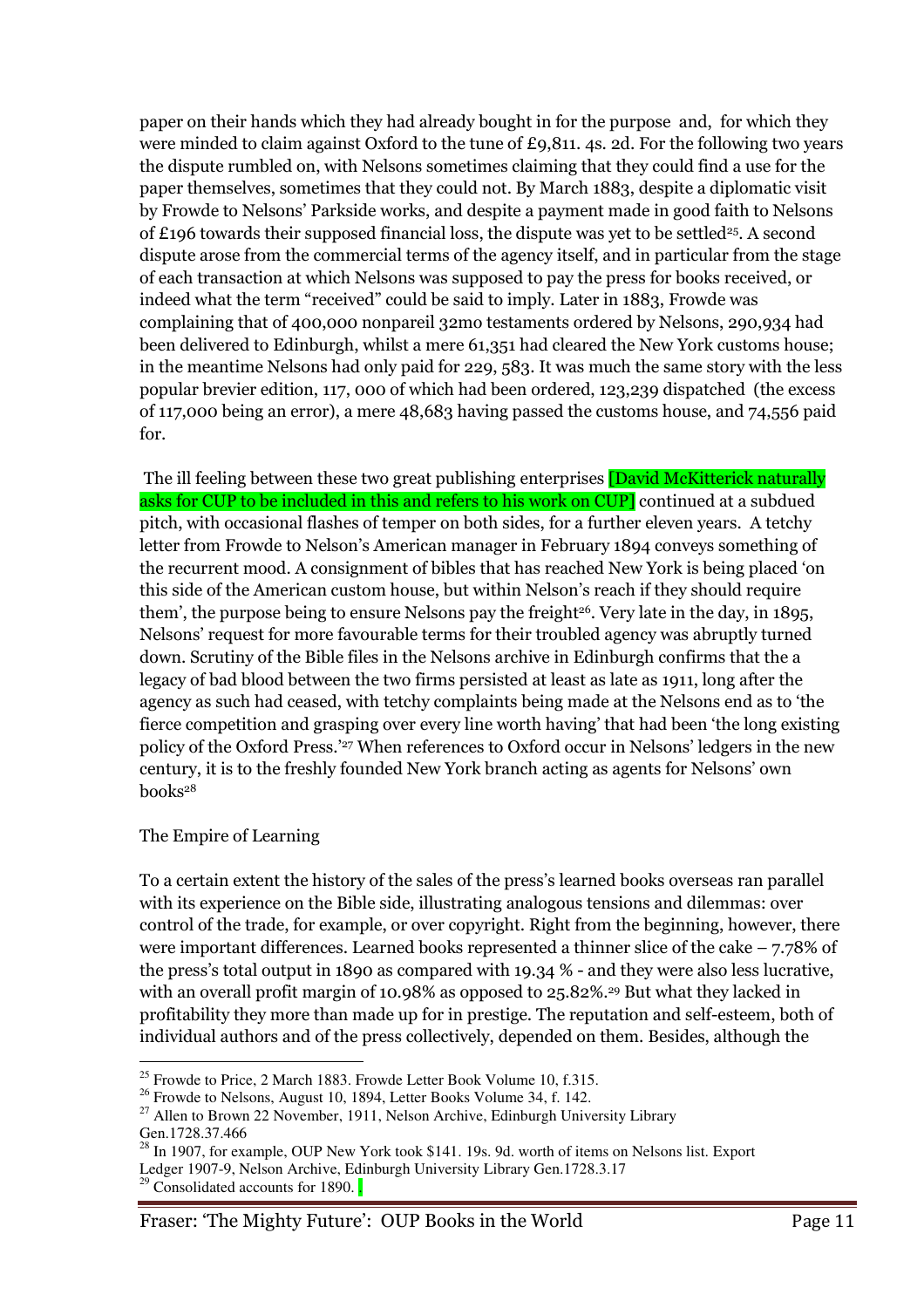paper on their hands which they had already bought in for the purpose and, for which they were minded to claim against Oxford to the tune of £9,811. 4s. 2d. For the following two years the dispute rumbled on, with Nelsons sometimes claiming that they could find a use for the paper themselves, sometimes that they could not. By March 1883, despite a diplomatic visit by Frowde to Nelsons' Parkside works, and despite a payment made in good faith to Nelsons of £196 towards their supposed financial loss, the dispute was yet to be settled[25]. A second dispute arose from the commercial terms of the agency itself, and in particular from the stage of each transaction at which Nelsons was supposed to pay the press for books received, or indeed what the term "received" could be said to imply. Later in 1883, Frowde was complaining that of 400,000 nonpareil 32mo testaments ordered by Nelsons, 290,934 had been delivered to Edinburgh, whilst a mere 61,351 had cleared the New York customs house; in the meantime Nelsons had only paid for 229, 583. It was much the same story with the less popular brevier edition, 117, 000 of which had been ordered, 123,239 dispatched (the excess of 117,000 being an error), a mere 48,683 having passed the customs house, and 74,556 paid for.

The ill feeling between these two great publishing enterprises [David McKitterick naturally asks for CUP to be included in this and refers to his work on CUP] continued at a subdued pitch, with occasional flashes of temper on both sides, for a further eleven years. A tetchy letter from Frowde to Nelson's American manager in February 1894 conveys something of the recurrent mood. A consignment of bibles that has reached New York is being placed 'on this side of the American custom house, but within Nelson's reach if they should require them', the purpose being to ensure Nelsons pay the freight[26]. Very late in the day, in 1895, Nelsons' request for more favourable terms for their troubled agency was abruptly turned down. Scrutiny of the Bible files in the Nelsons archive in Edinburgh confirms that the a legacy of bad blood between the two firms persisted at least as late as 1911, long after the agency as such had ceased, with tetchy complaints being made at the Nelsons end as to 'the fierce competition and grasping over every line worth having' that had been 'the long existing policy of the Oxford Press.'[27] When references to Oxford occur in Nelsons' ledgers in the new century, it is to the freshly founded New York branch acting as agents for Nelsons' own books[28]

The Empire of Learning

To a certain extent the history of the sales of the press's learned books overseas ran parallel with its experience on the Bible side, illustrating analogous tensions and dilemmas: over control of the trade, for example, or over copyright. Right from the beginning, however, there were important differences. Learned books represented a thinner slice of the cake – 7.78% of the press's total output in 1890 as compared with 19.34 % - and they were also less lucrative, with an overall profit margin of 10.98% as opposed to 25.82%.[29] But what they lacked in profitability they more than made up for in prestige. The reputation and self-esteem, both of individual authors and of the press collectively, depended on them. Besides, although the

---

[25] Frowde to Price, 2 March 1883. Frowde Letter Book Volume 10, f.315.

[26] Frowde to Nelsons, August 10, 1894, Letter Books Volume 34, f. 142.

[27] Allen to Brown 22 November, 1911, Nelson Archive, Edinburgh University Library Gen.1728.37.466

[28] In 1907, for example, OUP New York took $141. 19s. 9d. worth of items on Nelsons list. Export Ledger 1907-9, Nelson Archive, Edinburgh University Library Gen.1728.3.17

[29] Consolidated accounts for 1890. .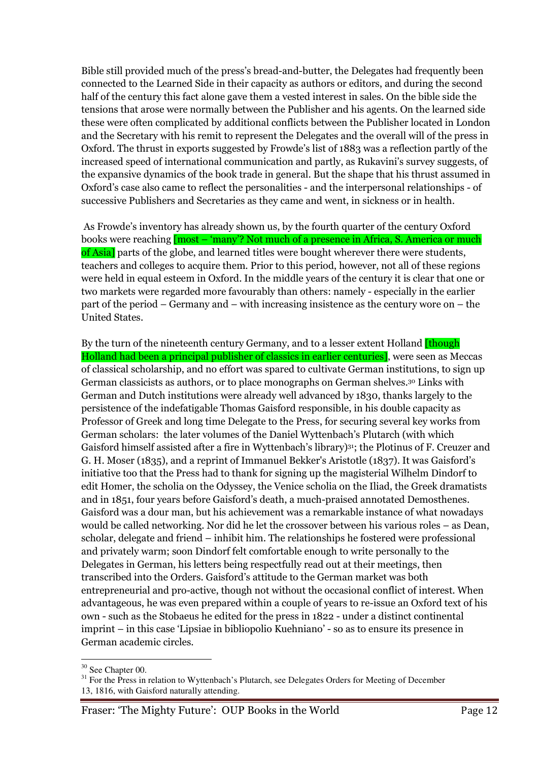Bible still provided much of the press's bread-and-butter, the Delegates had frequently been connected to the Learned Side in their capacity as authors or editors, and during the second half of the century this fact alone gave them a vested interest in sales. On the bible side the tensions that arose were normally between the Publisher and his agents. On the learned side these were often complicated by additional conflicts between the Publisher located in London and the Secretary with his remit to represent the Delegates and the overall will of the press in Oxford. The thrust in exports suggested by Frowde's list of 1883 was a reflection partly of the increased speed of international communication and partly, as Rukavini's survey suggests, of the expansive dynamics of the book trade in general. But the shape that his thrust assumed in Oxford's case also came to reflect the personalities - and the interpersonal relationships - of successive Publishers and Secretaries as they came and went, in sickness or in health.

As Frowde's inventory has already shown us, by the fourth quarter of the century Oxford books were reaching [most – 'many'? Not much of a presence in Africa, S. America or much of Asia] parts of the globe, and learned titles were bought wherever there were students, teachers and colleges to acquire them. Prior to this period, however, not all of these regions were held in equal esteem in Oxford. In the middle years of the century it is clear that one or two markets were regarded more favourably than others: namely - especially in the earlier part of the period – Germany and – with increasing insistence as the century wore on – the United States.

By the turn of the nineteenth century Germany, and to a lesser extent Holland [though Holland had been a principal publisher of classics in earlier centuries], were seen as Meccas of classical scholarship, and no effort was spared to cultivate German institutions, to sign up German classicists as authors, or to place monographs on German shelves.[30] Links with German and Dutch institutions were already well advanced by 1830, thanks largely to the persistence of the indefatigable Thomas Gaisford responsible, in his double capacity as Professor of Greek and long time Delegate to the Press, for securing several key works from German scholars: the later volumes of the Daniel Wyttenbach's Plutarch (with which Gaisford himself assisted after a fire in Wyttenbach's library)[31]; the Plotinus of F. Creuzer and G. H. Moser (1835), and a reprint of Immanuel Bekker's Aristotle (1837). It was Gaisford's initiative too that the Press had to thank for signing up the magisterial Wilhelm Dindorf to edit Homer, the scholia on the Odyssey, the Venice scholia on the Iliad, the Greek dramatists and in 1851, four years before Gaisford's death, a much-praised annotated Demosthenes. Gaisford was a dour man, but his achievement was a remarkable instance of what nowadays would be called networking. Nor did he let the crossover between his various roles – as Dean, scholar, delegate and friend – inhibit him. The relationships he fostered were professional and privately warm; soon Dindorf felt comfortable enough to write personally to the Delegates in German, his letters being respectfully read out at their meetings, then transcribed into the Orders. Gaisford's attitude to the German market was both entrepreneurial and pro-active, though not without the occasional conflict of interest. When advantageous, he was even prepared within a couple of years to re-issue an Oxford text of his own - such as the Stobaeus he edited for the press in 1822 - under a distinct continental imprint – in this case 'Lipsiae in bibliopolio Kuehniano' - so as to ensure its presence in German academic circles.

[30] See Chapter 00.

[31] For the Press in relation to Wyttenbach's Plutarch, see Delegates Orders for Meeting of December 13, 1816, with Gaisford naturally attending.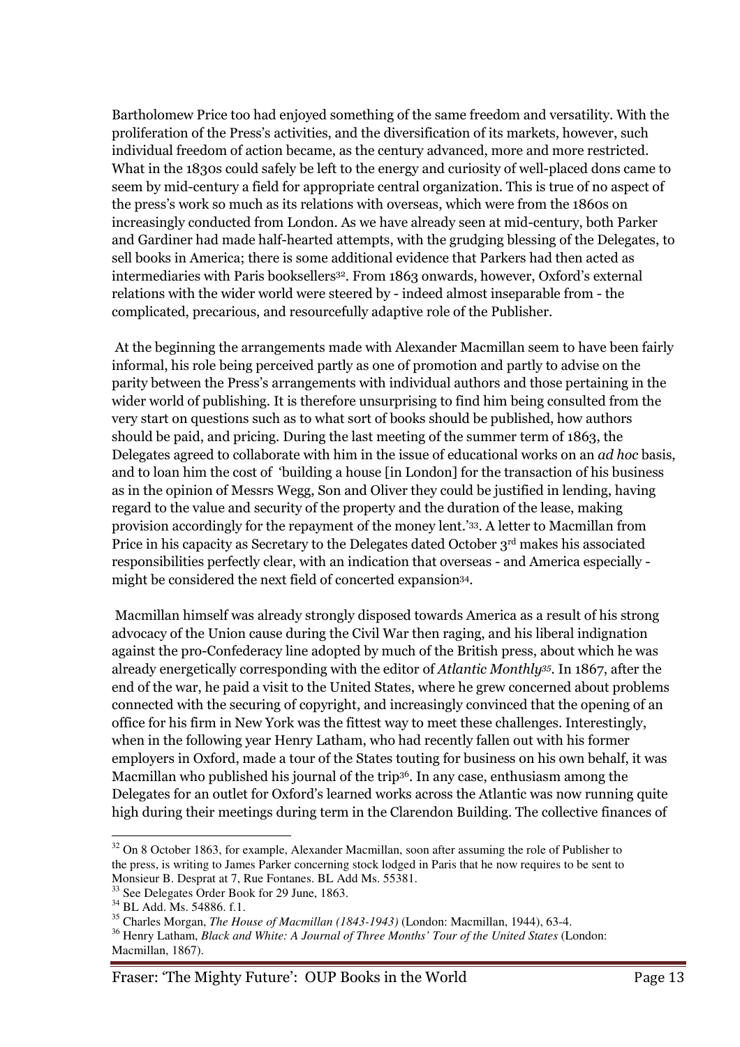Bartholomew Price too had enjoyed something of the same freedom and versatility. With the proliferation of the Press's activities, and the diversification of its markets, however, such individual freedom of action became, as the century advanced, more and more restricted. What in the 1830s could safely be left to the energy and curiosity of well-placed dons came to seem by mid-century a field for appropriate central organization. This is true of no aspect of the press's work so much as its relations with overseas, which were from the 1860s on increasingly conducted from London. As we have already seen at mid-century, both Parker and Gardiner had made half-hearted attempts, with the grudging blessing of the Delegates, to sell books in America; there is some additional evidence that Parkers had then acted as intermediaries with Paris booksellers[32]. From 1863 onwards, however, Oxford's external relations with the wider world were steered by - indeed almost inseparable from - the complicated, precarious, and resourcefully adaptive role of the Publisher.

At the beginning the arrangements made with Alexander Macmillan seem to have been fairly informal, his role being perceived partly as one of promotion and partly to advise on the parity between the Press's arrangements with individual authors and those pertaining in the wider world of publishing. It is therefore unsurprising to find him being consulted from the very start on questions such as to what sort of books should be published, how authors should be paid, and pricing. During the last meeting of the summer term of 1863, the Delegates agreed to collaborate with him in the issue of educational works on an *ad hoc* basis, and to loan him the cost of 'building a house [in London] for the transaction of his business as in the opinion of Messrs Wegg, Son and Oliver they could be justified in lending, having regard to the value and security of the property and the duration of the lease, making provision accordingly for the repayment of the money lent.'[33]. A letter to Macmillan from Price in his capacity as Secretary to the Delegates dated October 3rd makes his associated responsibilities perfectly clear, with an indication that overseas - and America especially - might be considered the next field of concerted expansion[34].

Macmillan himself was already strongly disposed towards America as a result of his strong advocacy of the Union cause during the Civil War then raging, and his liberal indignation against the pro-Confederacy line adopted by much of the British press, about which he was already energetically corresponding with the editor of *Atlantic Monthly*[35]. In 1867, after the end of the war, he paid a visit to the United States, where he grew concerned about problems connected with the securing of copyright, and increasingly convinced that the opening of an office for his firm in New York was the fittest way to meet these challenges. Interestingly, when in the following year Henry Latham, who had recently fallen out with his former employers in Oxford, made a tour of the States touting for business on his own behalf, it was Macmillan who published his journal of the trip[36]. In any case, enthusiasm among the Delegates for an outlet for Oxford's learned works across the Atlantic was now running quite high during their meetings during term in the Clarendon Building. The collective finances of

---

[32] On 8 October 1863, for example, Alexander Macmillan, soon after assuming the role of Publisher to the press, is writing to James Parker concerning stock lodged in Paris that he now requires to be sent to Monsieur B. Desprat at 7, Rue Fontanes. BL Add Ms. 55381.

[33] See Delegates Order Book for 29 June, 1863.

[34] BL Add. Ms. 54886. f.1.

[35] Charles Morgan, *The House of Macmillan (1843-1943)* (London: Macmillan, 1944), 63-4.

[36] Henry Latham, *Black and White: A Journal of Three Months' Tour of the United States* (London: Macmillan, 1867).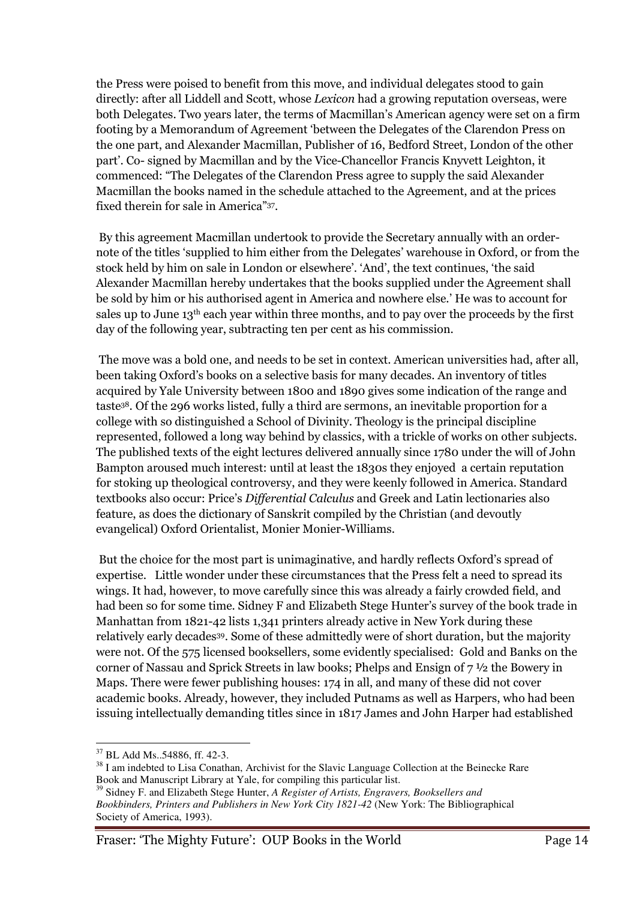the Press were poised to benefit from this move, and individual delegates stood to gain directly: after all Liddell and Scott, whose *Lexicon* had a growing reputation overseas, were both Delegates. Two years later, the terms of Macmillan's American agency were set on a firm footing by a Memorandum of Agreement 'between the Delegates of the Clarendon Press on the one part, and Alexander Macmillan, Publisher of 16, Bedford Street, London of the other part'. Co- signed by Macmillan and by the Vice-Chancellor Francis Knyvett Leighton, it commenced: "The Delegates of the Clarendon Press agree to supply the said Alexander Macmillan the books named in the schedule attached to the Agreement, and at the prices fixed therein for sale in America"[37].

By this agreement Macmillan undertook to provide the Secretary annually with an order-note of the titles 'supplied to him either from the Delegates' warehouse in Oxford, or from the stock held by him on sale in London or elsewhere'. 'And', the text continues, 'the said Alexander Macmillan hereby undertakes that the books supplied under the Agreement shall be sold by him or his authorised agent in America and nowhere else.' He was to account for sales up to June 13th each year within three months, and to pay over the proceeds by the first day of the following year, subtracting ten per cent as his commission.

The move was a bold one, and needs to be set in context. American universities had, after all, been taking Oxford's books on a selective basis for many decades. An inventory of titles acquired by Yale University between 1800 and 1890 gives some indication of the range and taste[38]. Of the 296 works listed, fully a third are sermons, an inevitable proportion for a college with so distinguished a School of Divinity. Theology is the principal discipline represented, followed a long way behind by classics, with a trickle of works on other subjects. The published texts of the eight lectures delivered annually since 1780 under the will of John Bampton aroused much interest: until at least the 1830s they enjoyed a certain reputation for stoking up theological controversy, and they were keenly followed in America. Standard textbooks also occur: Price's *Differential Calculus* and Greek and Latin lectionaries also feature, as does the dictionary of Sanskrit compiled by the Christian (and devoutly evangelical) Oxford Orientalist, Monier Monier-Williams.

But the choice for the most part is unimaginative, and hardly reflects Oxford's spread of expertise. Little wonder under these circumstances that the Press felt a need to spread its wings. It had, however, to move carefully since this was already a fairly crowded field, and had been so for some time. Sidney F and Elizabeth Stege Hunter's survey of the book trade in Manhattan from 1821-42 lists 1,341 printers already active in New York during these relatively early decades[39]. Some of these admittedly were of short duration, but the majority were not. Of the 575 licensed booksellers, some evidently specialised: Gold and Banks on the corner of Nassau and Sprick Streets in law books; Phelps and Ensign of 7 ½ the Bowery in Maps. There were fewer publishing houses: 174 in all, and many of these did not cover academic books. Already, however, they included Putnams as well as Harpers, who had been issuing intellectually demanding titles since in 1817 James and John Harper had established

---

[37] BL Add Ms..54886, ff. 42-3.

[38] I am indebted to Lisa Conathan, Archivist for the Slavic Language Collection at the Beinecke Rare Book and Manuscript Library at Yale, for compiling this particular list.

[39] Sidney F. and Elizabeth Stege Hunter, *A Register of Artists, Engravers, Booksellers and Bookbinders, Printers and Publishers in New York City 1821-42* (New York: The Bibliographical Society of America, 1993).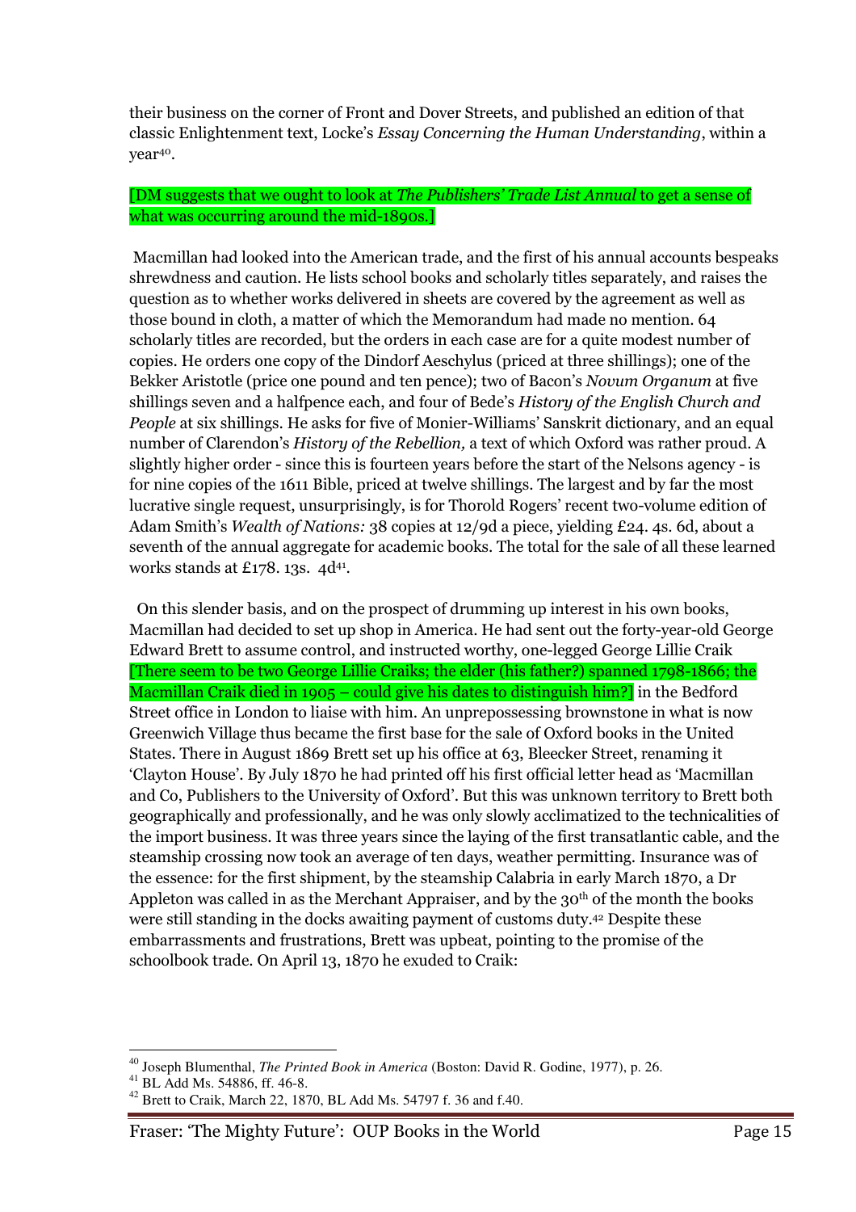their business on the corner of Front and Dover Streets, and published an edition of that classic Enlightenment text, Locke's *Essay Concerning the Human Understanding*, within a year[40].

[DM suggests that we ought to look at *The Publishers' Trade List Annual* to get a sense of what was occurring around the mid-1890s.]

Macmillan had looked into the American trade, and the first of his annual accounts bespeaks shrewdness and caution. He lists school books and scholarly titles separately, and raises the question as to whether works delivered in sheets are covered by the agreement as well as those bound in cloth, a matter of which the Memorandum had made no mention. 64 scholarly titles are recorded, but the orders in each case are for a quite modest number of copies. He orders one copy of the Dindorf Aeschylus (priced at three shillings); one of the Bekker Aristotle (price one pound and ten pence); two of Bacon's *Novum Organum* at five shillings seven and a halfpence each, and four of Bede's *History of the English Church and People* at six shillings. He asks for five of Monier-Williams' Sanskrit dictionary, and an equal number of Clarendon's *History of the Rebellion,* a text of which Oxford was rather proud. A slightly higher order - since this is fourteen years before the start of the Nelsons agency - is for nine copies of the 1611 Bible, priced at twelve shillings. The largest and by far the most lucrative single request, unsurprisingly, is for Thorold Rogers' recent two-volume edition of Adam Smith's *Wealth of Nations:* 38 copies at 12/9d a piece, yielding £24. 4s. 6d, about a seventh of the annual aggregate for academic books. The total for the sale of all these learned works stands at £178. 13s. 4d[41].

On this slender basis, and on the prospect of drumming up interest in his own books, Macmillan had decided to set up shop in America. He had sent out the forty-year-old George Edward Brett to assume control, and instructed worthy, one-legged George Lillie Craik [There seem to be two George Lillie Craiks; the elder (his father?) spanned 1798-1866; the Macmillan Craik died in 1905 – could give his dates to distinguish him?] in the Bedford Street office in London to liaise with him. An unprepossessing brownstone in what is now Greenwich Village thus became the first base for the sale of Oxford books in the United States. There in August 1869 Brett set up his office at 63, Bleecker Street, renaming it 'Clayton House'. By July 1870 he had printed off his first official letter head as 'Macmillan and Co, Publishers to the University of Oxford'. But this was unknown territory to Brett both geographically and professionally, and he was only slowly acclimatized to the technicalities of the import business. It was three years since the laying of the first transatlantic cable, and the steamship crossing now took an average of ten days, weather permitting. Insurance was of the essence: for the first shipment, by the steamship Calabria in early March 1870, a Dr Appleton was called in as the Merchant Appraiser, and by the 30th of the month the books were still standing in the docks awaiting payment of customs duty.[42] Despite these embarrassments and frustrations, Brett was upbeat, pointing to the promise of the schoolbook trade. On April 13, 1870 he exuded to Craik:

---

[40] Joseph Blumenthal, *The Printed Book in America* (Boston: David R. Godine, 1977), p. 26.

[41] BL Add Ms. 54886, ff. 46-8.

[42] Brett to Craik, March 22, 1870, BL Add Ms. 54797 f. 36 and f.40.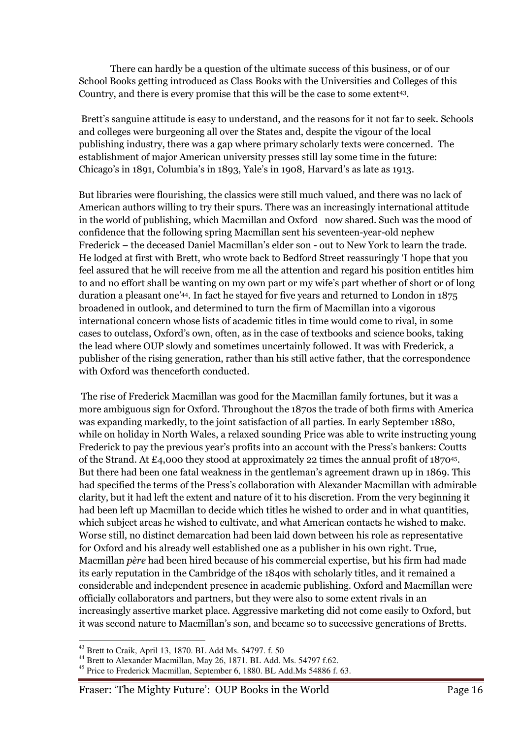There can hardly be a question of the ultimate success of this business, or of our School Books getting introduced as Class Books with the Universities and Colleges of this Country, and there is every promise that this will be the case to some extent[43].

Brett's sanguine attitude is easy to understand, and the reasons for it not far to seek. Schools and colleges were burgeoning all over the States and, despite the vigour of the local publishing industry, there was a gap where primary scholarly texts were concerned. The establishment of major American university presses still lay some time in the future: Chicago's in 1891, Columbia's in 1893, Yale's in 1908, Harvard's as late as 1913.

But libraries were flourishing, the classics were still much valued, and there was no lack of American authors willing to try their spurs. There was an increasingly international attitude in the world of publishing, which Macmillan and Oxford now shared. Such was the mood of confidence that the following spring Macmillan sent his seventeen-year-old nephew Frederick – the deceased Daniel Macmillan's elder son - out to New York to learn the trade. He lodged at first with Brett, who wrote back to Bedford Street reassuringly 'I hope that you feel assured that he will receive from me all the attention and regard his position entitles him to and no effort shall be wanting on my own part or my wife's part whether of short or of long duration a pleasant one'[44]. In fact he stayed for five years and returned to London in 1875 broadened in outlook, and determined to turn the firm of Macmillan into a vigorous international concern whose lists of academic titles in time would come to rival, in some cases to outclass, Oxford's own, often, as in the case of textbooks and science books, taking the lead where OUP slowly and sometimes uncertainly followed. It was with Frederick, a publisher of the rising generation, rather than his still active father, that the correspondence with Oxford was thenceforth conducted.

The rise of Frederick Macmillan was good for the Macmillan family fortunes, but it was a more ambiguous sign for Oxford. Throughout the 1870s the trade of both firms with America was expanding markedly, to the joint satisfaction of all parties. In early September 1880, while on holiday in North Wales, a relaxed sounding Price was able to write instructing young Frederick to pay the previous year's profits into an account with the Press's bankers: Coutts of the Strand. At £4,000 they stood at approximately 22 times the annual profit of 1870[45]. But there had been one fatal weakness in the gentleman's agreement drawn up in 1869. This had specified the terms of the Press's collaboration with Alexander Macmillan with admirable clarity, but it had left the extent and nature of it to his discretion. From the very beginning it had been left up Macmillan to decide which titles he wished to order and in what quantities, which subject areas he wished to cultivate, and what American contacts he wished to make. Worse still, no distinct demarcation had been laid down between his role as representative for Oxford and his already well established one as a publisher in his own right. True, Macmillan *père* had been hired because of his commercial expertise, but his firm had made its early reputation in the Cambridge of the 1840s with scholarly titles, and it remained a considerable and independent presence in academic publishing. Oxford and Macmillan were officially collaborators and partners, but they were also to some extent rivals in an increasingly assertive market place. Aggressive marketing did not come easily to Oxford, but it was second nature to Macmillan's son, and became so to successive generations of Bretts.

---

[43] Brett to Craik, April 13, 1870. BL Add Ms. 54797. f. 50

[44] Brett to Alexander Macmillan, May 26, 1871. BL Add. Ms. 54797 f.62.

[45] Price to Frederick Macmillan, September 6, 1880. BL Add.Ms 54886 f. 63.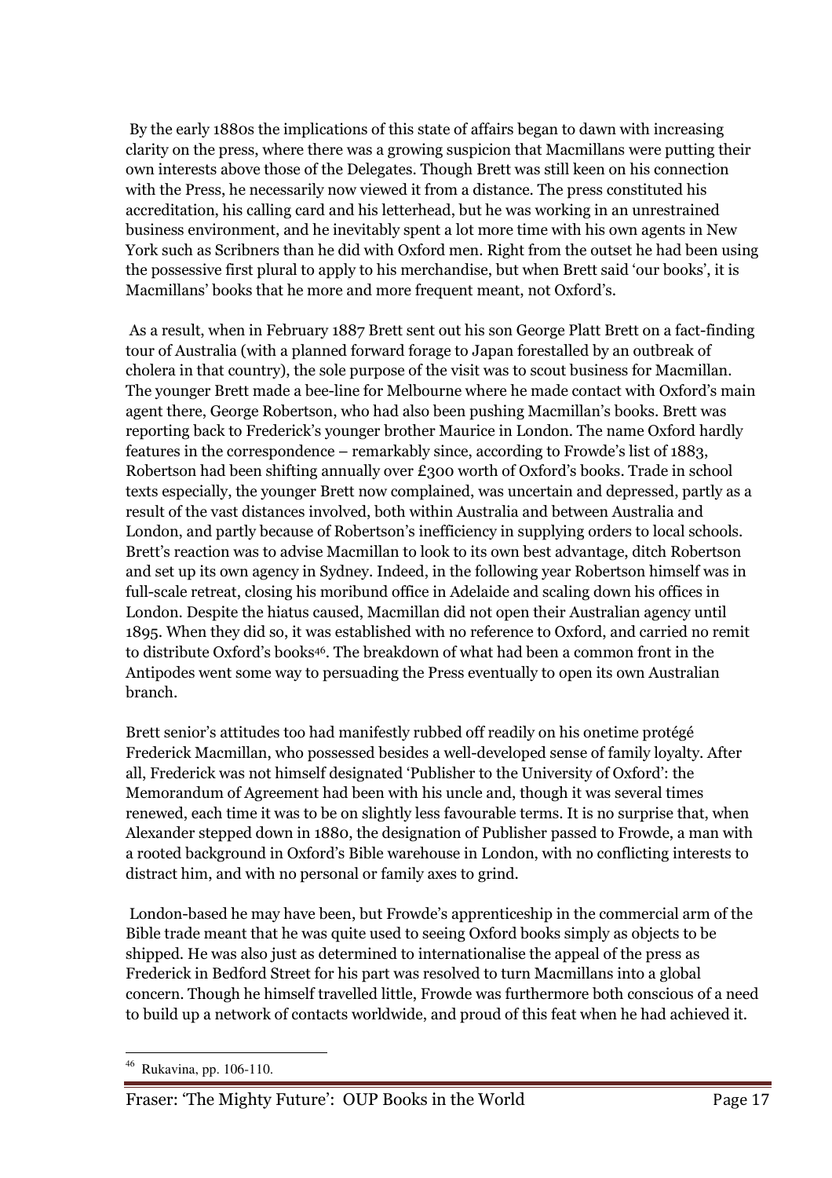By the early 1880s the implications of this state of affairs began to dawn with increasing clarity on the press, where there was a growing suspicion that Macmillans were putting their own interests above those of the Delegates. Though Brett was still keen on his connection with the Press, he necessarily now viewed it from a distance. The press constituted his accreditation, his calling card and his letterhead, but he was working in an unrestrained business environment, and he inevitably spent a lot more time with his own agents in New York such as Scribners than he did with Oxford men. Right from the outset he had been using the possessive first plural to apply to his merchandise, but when Brett said 'our books', it is Macmillans' books that he more and more frequent meant, not Oxford's.

As a result, when in February 1887 Brett sent out his son George Platt Brett on a fact-finding tour of Australia (with a planned forward forage to Japan forestalled by an outbreak of cholera in that country), the sole purpose of the visit was to scout business for Macmillan. The younger Brett made a bee-line for Melbourne where he made contact with Oxford's main agent there, George Robertson, who had also been pushing Macmillan's books. Brett was reporting back to Frederick's younger brother Maurice in London. The name Oxford hardly features in the correspondence – remarkably since, according to Frowde's list of 1883, Robertson had been shifting annually over £300 worth of Oxford's books. Trade in school texts especially, the younger Brett now complained, was uncertain and depressed, partly as a result of the vast distances involved, both within Australia and between Australia and London, and partly because of Robertson's inefficiency in supplying orders to local schools. Brett's reaction was to advise Macmillan to look to its own best advantage, ditch Robertson and set up its own agency in Sydney. Indeed, in the following year Robertson himself was in full-scale retreat, closing his moribund office in Adelaide and scaling down his offices in London. Despite the hiatus caused, Macmillan did not open their Australian agency until 1895. When they did so, it was established with no reference to Oxford, and carried no remit to distribute Oxford's books[46]. The breakdown of what had been a common front in the Antipodes went some way to persuading the Press eventually to open its own Australian branch.

Brett senior's attitudes too had manifestly rubbed off readily on his onetime protégé Frederick Macmillan, who possessed besides a well-developed sense of family loyalty. After all, Frederick was not himself designated 'Publisher to the University of Oxford': the Memorandum of Agreement had been with his uncle and, though it was several times renewed, each time it was to be on slightly less favourable terms. It is no surprise that, when Alexander stepped down in 1880, the designation of Publisher passed to Frowde, a man with a rooted background in Oxford's Bible warehouse in London, with no conflicting interests to distract him, and with no personal or family axes to grind.

London-based he may have been, but Frowde's apprenticeship in the commercial arm of the Bible trade meant that he was quite used to seeing Oxford books simply as objects to be shipped. He was also just as determined to internationalise the appeal of the press as Frederick in Bedford Street for his part was resolved to turn Macmillans into a global concern. Though he himself travelled little, Frowde was furthermore both conscious of a need to build up a network of contacts worldwide, and proud of this feat when he had achieved it.

---

[46] Rukavina, pp. 106-110.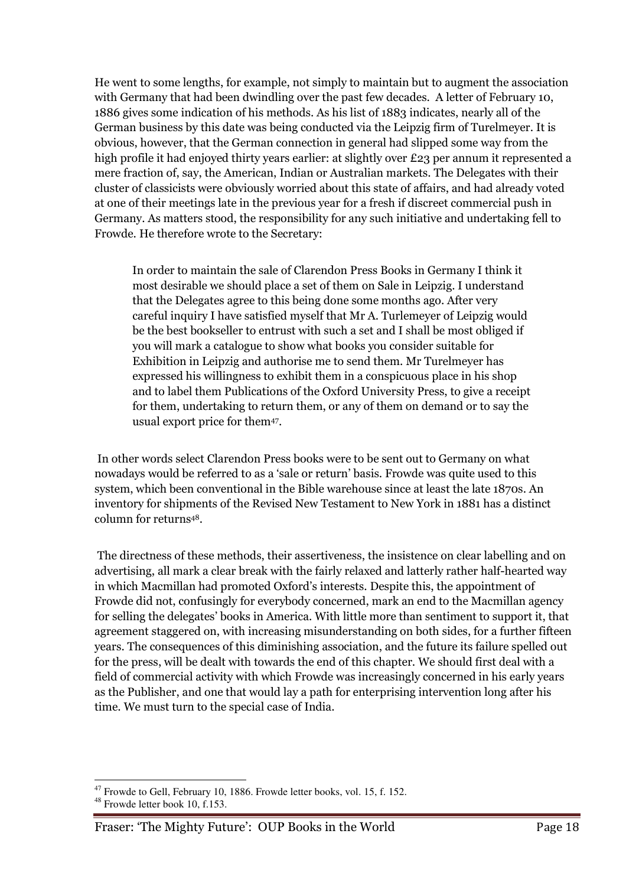He went to some lengths, for example, not simply to maintain but to augment the association with Germany that had been dwindling over the past few decades. A letter of February 10, 1886 gives some indication of his methods. As his list of 1883 indicates, nearly all of the German business by this date was being conducted via the Leipzig firm of Turelmeyer. It is obvious, however, that the German connection in general had slipped some way from the high profile it had enjoyed thirty years earlier: at slightly over £23 per annum it represented a mere fraction of, say, the American, Indian or Australian markets. The Delegates with their cluster of classicists were obviously worried about this state of affairs, and had already voted at one of their meetings late in the previous year for a fresh if discreet commercial push in Germany. As matters stood, the responsibility for any such initiative and undertaking fell to Frowde. He therefore wrote to the Secretary:

> In order to maintain the sale of Clarendon Press Books in Germany I think it most desirable we should place a set of them on Sale in Leipzig. I understand that the Delegates agree to this being done some months ago. After very careful inquiry I have satisfied myself that Mr A. Turlemeyer of Leipzig would be the best bookseller to entrust with such a set and I shall be most obliged if you will mark a catalogue to show what books you consider suitable for Exhibition in Leipzig and authorise me to send them. Mr Turelmeyer has expressed his willingness to exhibit them in a conspicuous place in his shop and to label them Publications of the Oxford University Press, to give a receipt for them, undertaking to return them, or any of them on demand or to say the usual export price for them[47].

In other words select Clarendon Press books were to be sent out to Germany on what nowadays would be referred to as a 'sale or return' basis. Frowde was quite used to this system, which been conventional in the Bible warehouse since at least the late 1870s. An inventory for shipments of the Revised New Testament to New York in 1881 has a distinct column for returns[48].

The directness of these methods, their assertiveness, the insistence on clear labelling and on advertising, all mark a clear break with the fairly relaxed and latterly rather half-hearted way in which Macmillan had promoted Oxford's interests. Despite this, the appointment of Frowde did not, confusingly for everybody concerned, mark an end to the Macmillan agency for selling the delegates' books in America. With little more than sentiment to support it, that agreement staggered on, with increasing misunderstanding on both sides, for a further fifteen years. The consequences of this diminishing association, and the future its failure spelled out for the press, will be dealt with towards the end of this chapter. We should first deal with a field of commercial activity with which Frowde was increasingly concerned in his early years as the Publisher, and one that would lay a path for enterprising intervention long after his time. We must turn to the special case of India.

---

[47] Frowde to Gell, February 10, 1886. Frowde letter books, vol. 15, f. 152.

[48] Frowde letter book 10, f.153.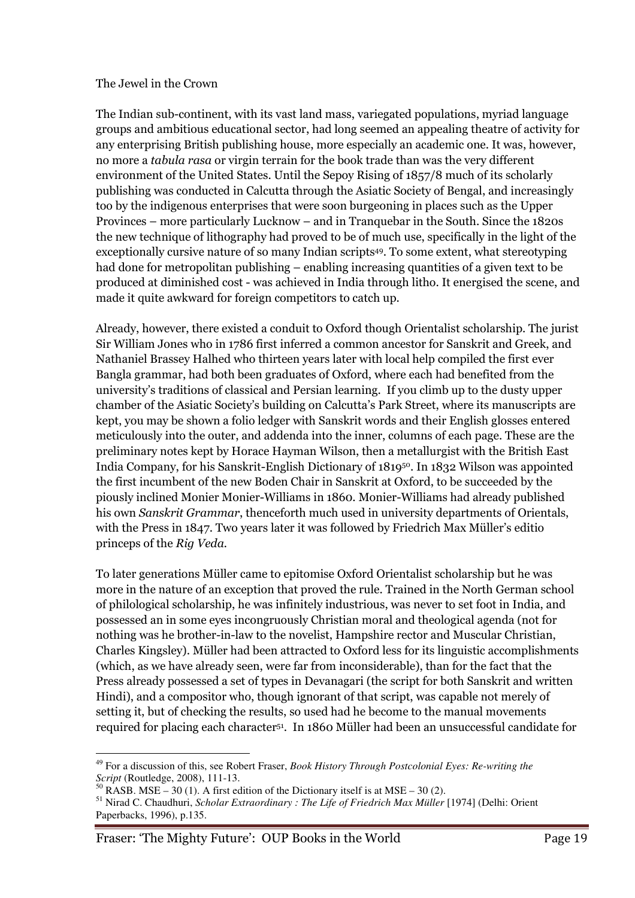## The Jewel in the Crown

The Indian sub-continent, with its vast land mass, variegated populations, myriad language groups and ambitious educational sector, had long seemed an appealing theatre of activity for any enterprising British publishing house, more especially an academic one. It was, however, no more a *tabula rasa* or virgin terrain for the book trade than was the very different environment of the United States. Until the Sepoy Rising of 1857/8 much of its scholarly publishing was conducted in Calcutta through the Asiatic Society of Bengal, and increasingly too by the indigenous enterprises that were soon burgeoning in places such as the Upper Provinces – more particularly Lucknow – and in Tranquebar in the South. Since the 1820s the new technique of lithography had proved to be of much use, specifically in the light of the exceptionally cursive nature of so many Indian scripts[49]. To some extent, what stereotyping had done for metropolitan publishing – enabling increasing quantities of a given text to be produced at diminished cost - was achieved in India through litho. It energised the scene, and made it quite awkward for foreign competitors to catch up.

Already, however, there existed a conduit to Oxford though Orientalist scholarship. The jurist Sir William Jones who in 1786 first inferred a common ancestor for Sanskrit and Greek, and Nathaniel Brassey Halhed who thirteen years later with local help compiled the first ever Bangla grammar, had both been graduates of Oxford, where each had benefited from the university's traditions of classical and Persian learning. If you climb up to the dusty upper chamber of the Asiatic Society's building on Calcutta's Park Street, where its manuscripts are kept, you may be shown a folio ledger with Sanskrit words and their English glosses entered meticulously into the outer, and addenda into the inner, columns of each page. These are the preliminary notes kept by Horace Hayman Wilson, then a metallurgist with the British East India Company, for his Sanskrit-English Dictionary of 1819[50]. In 1832 Wilson was appointed the first incumbent of the new Boden Chair in Sanskrit at Oxford, to be succeeded by the piously inclined Monier Monier-Williams in 1860. Monier-Williams had already published his own *Sanskrit Grammar*, thenceforth much used in university departments of Orientals, with the Press in 1847. Two years later it was followed by Friedrich Max Müller's editio princeps of the *Rig Veda*.

To later generations Müller came to epitomise Oxford Orientalist scholarship but he was more in the nature of an exception that proved the rule. Trained in the North German school of philological scholarship, he was infinitely industrious, was never to set foot in India, and possessed an in some eyes incongruously Christian moral and theological agenda (not for nothing was he brother-in-law to the novelist, Hampshire rector and Muscular Christian, Charles Kingsley). Müller had been attracted to Oxford less for its linguistic accomplishments (which, as we have already seen, were far from inconsiderable), than for the fact that the Press already possessed a set of types in Devanagari (the script for both Sanskrit and written Hindi), and a compositor who, though ignorant of that script, was capable not merely of setting it, but of checking the results, so used had he become to the manual movements required for placing each character[51]. In 1860 Müller had been an unsuccessful candidate for

---

[49] For a discussion of this, see Robert Fraser, *Book History Through Postcolonial Eyes: Re-writing the Script* (Routledge, 2008), 111-13.

[50] RASB. MSE – 30 (1). A first edition of the Dictionary itself is at MSE – 30 (2).

[51] Nirad C. Chaudhuri, *Scholar Extraordinary : The Life of Friedrich Max Müller* [1974] (Delhi: Orient Paperbacks, 1996), p.135.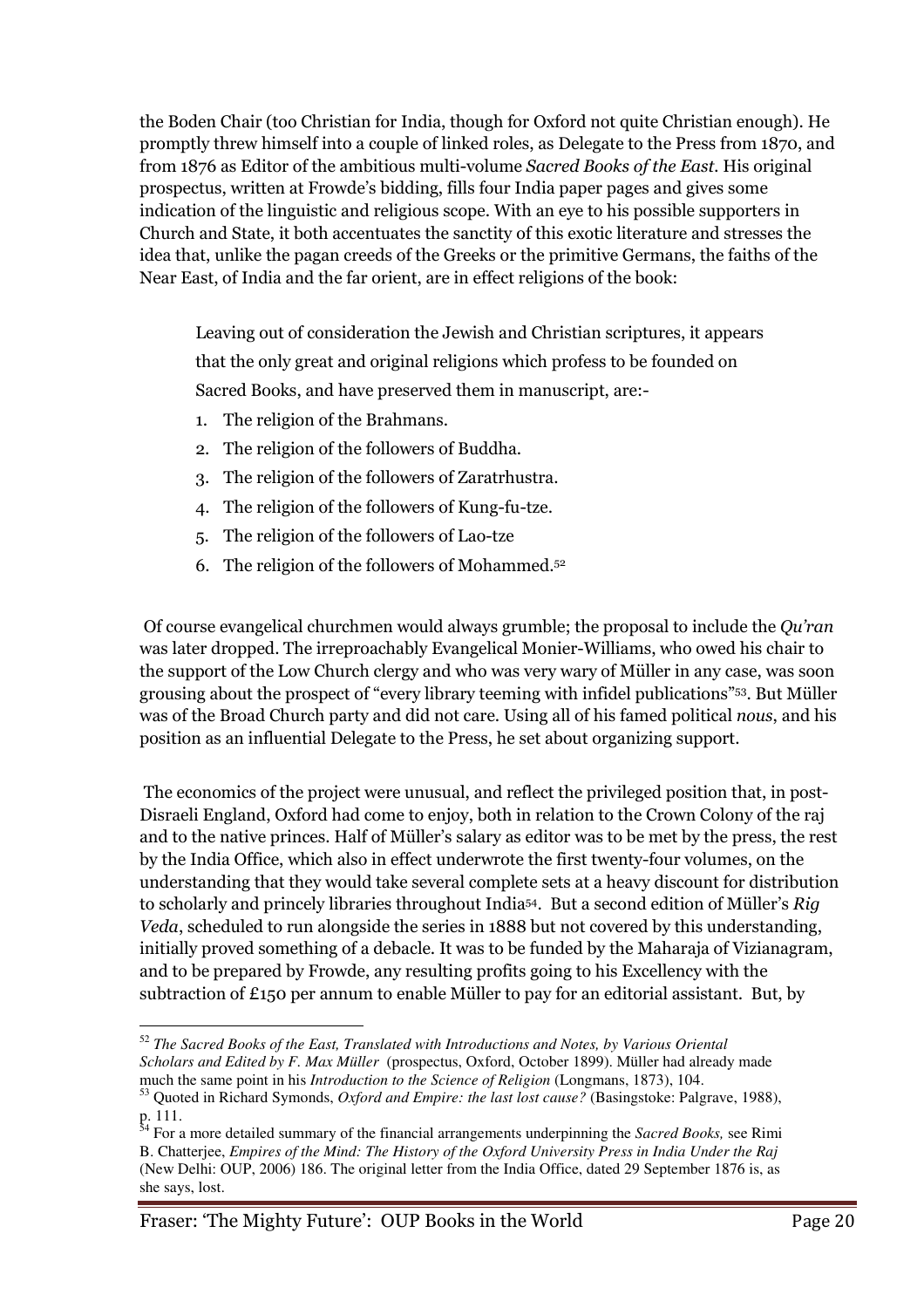the Boden Chair (too Christian for India, though for Oxford not quite Christian enough). He promptly threw himself into a couple of linked roles, as Delegate to the Press from 1870, and from 1876 as Editor of the ambitious multi-volume *Sacred Books of the East*. His original prospectus, written at Frowde's bidding, fills four India paper pages and gives some indication of the linguistic and religious scope. With an eye to his possible supporters in Church and State, it both accentuates the sanctity of this exotic literature and stresses the idea that, unlike the pagan creeds of the Greeks or the primitive Germans, the faiths of the Near East, of India and the far orient, are in effect religions of the book:

> Leaving out of consideration the Jewish and Christian scriptures, it appears that the only great and original religions which profess to be founded on Sacred Books, and have preserved them in manuscript, are:-
>
> 1. The religion of the Brahmans.
> 2. The religion of the followers of Buddha.
> 3. The religion of the followers of Zaratrhustra.
> 4. The religion of the followers of Kung-fu-tze.
> 5. The religion of the followers of Lao-tze
> 6. The religion of the followers of Mohammed.[52]

Of course evangelical churchmen would always grumble; the proposal to include the *Qu'ran* was later dropped. The irreproachably Evangelical Monier-Williams, who owed his chair to the support of the Low Church clergy and who was very wary of Müller in any case, was soon grousing about the prospect of "every library teeming with infidel publications"[53]. But Müller was of the Broad Church party and did not care. Using all of his famed political *nous*, and his position as an influential Delegate to the Press, he set about organizing support.

The economics of the project were unusual, and reflect the privileged position that, in post-Disraeli England, Oxford had come to enjoy, both in relation to the Crown Colony of the raj and to the native princes. Half of Müller's salary as editor was to be met by the press, the rest by the India Office, which also in effect underwrote the first twenty-four volumes, on the understanding that they would take several complete sets at a heavy discount for distribution to scholarly and princely libraries throughout India[54]. But a second edition of Müller's *Rig Veda*, scheduled to run alongside the series in 1888 but not covered by this understanding, initially proved something of a debacle. It was to be funded by the Maharaja of Vizianagram, and to be prepared by Frowde, any resulting profits going to his Excellency with the subtraction of £150 per annum to enable Müller to pay for an editorial assistant. But, by

---

[52] *The Sacred Books of the East, Translated with Introductions and Notes, by Various Oriental Scholars and Edited by F. Max Müller* (prospectus, Oxford, October 1899). Müller had already made much the same point in his *Introduction to the Science of Religion* (Longmans, 1873), 104.

[53] Quoted in Richard Symonds, *Oxford and Empire: the last lost cause?* (Basingstoke: Palgrave, 1988), p. 111.

[54] For a more detailed summary of the financial arrangements underpinning the *Sacred Books,* see Rimi B. Chatterjee, *Empires of the Mind: The History of the Oxford University Press in India Under the Raj* (New Delhi: OUP, 2006) 186. The original letter from the India Office, dated 29 September 1876 is, as she says, lost.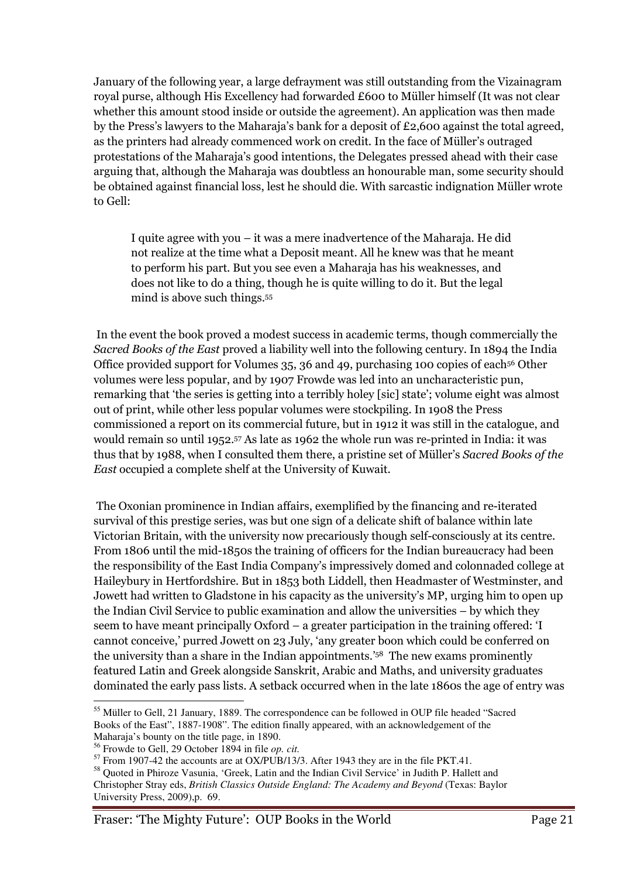January of the following year, a large defrayment was still outstanding from the Vizainagram royal purse, although His Excellency had forwarded £600 to Müller himself (It was not clear whether this amount stood inside or outside the agreement). An application was then made by the Press's lawyers to the Maharaja's bank for a deposit of £2,600 against the total agreed, as the printers had already commenced work on credit. In the face of Müller's outraged protestations of the Maharaja's good intentions, the Delegates pressed ahead with their case arguing that, although the Maharaja was doubtless an honourable man, some security should be obtained against financial loss, lest he should die. With sarcastic indignation Müller wrote to Gell:

> I quite agree with you – it was a mere inadvertence of the Maharaja. He did not realize at the time what a Deposit meant. All he knew was that he meant to perform his part. But you see even a Maharaja has his weaknesses, and does not like to do a thing, though he is quite willing to do it. But the legal mind is above such things.[55]

In the event the book proved a modest success in academic terms, though commercially the *Sacred Books of the East* proved a liability well into the following century. In 1894 the India Office provided support for Volumes 35, 36 and 49, purchasing 100 copies of each[56] Other volumes were less popular, and by 1907 Frowde was led into an uncharacteristic pun, remarking that 'the series is getting into a terribly holey [sic] state'; volume eight was almost out of print, while other less popular volumes were stockpiling. In 1908 the Press commissioned a report on its commercial future, but in 1912 it was still in the catalogue, and would remain so until 1952.[57] As late as 1962 the whole run was re-printed in India: it was thus that by 1988, when I consulted them there, a pristine set of Müller's *Sacred Books of the East* occupied a complete shelf at the University of Kuwait.

The Oxonian prominence in Indian affairs, exemplified by the financing and re-iterated survival of this prestige series, was but one sign of a delicate shift of balance within late Victorian Britain, with the university now precariously though self-consciously at its centre. From 1806 until the mid-1850s the training of officers for the Indian bureaucracy had been the responsibility of the East India Company's impressively domed and colonnaded college at Haileybury in Hertfordshire. But in 1853 both Liddell, then Headmaster of Westminster, and Jowett had written to Gladstone in his capacity as the university's MP, urging him to open up the Indian Civil Service to public examination and allow the universities – by which they seem to have meant principally Oxford – a greater participation in the training offered: 'I cannot conceive,' purred Jowett on 23 July, 'any greater boon which could be conferred on the university than a share in the Indian appointments.'[58] The new exams prominently featured Latin and Greek alongside Sanskrit, Arabic and Maths, and university graduates dominated the early pass lists. A setback occurred when in the late 1860s the age of entry was

---

[55] Müller to Gell, 21 January, 1889. The correspondence can be followed in OUP file headed "Sacred Books of the East", 1887-1908". The edition finally appeared, with an acknowledgement of the Maharaja's bounty on the title page, in 1890.

[56] Frowde to Gell, 29 October 1894 in file *op. cit.*

[57] From 1907-42 the accounts are at OX/PUB/13/3. After 1943 they are in the file PKT.41.

[58] Quoted in Phiroze Vasunia, 'Greek, Latin and the Indian Civil Service' in Judith P. Hallett and Christopher Stray eds, *British Classics Outside England: The Academy and Beyond* (Texas: Baylor University Press, 2009),p. 69.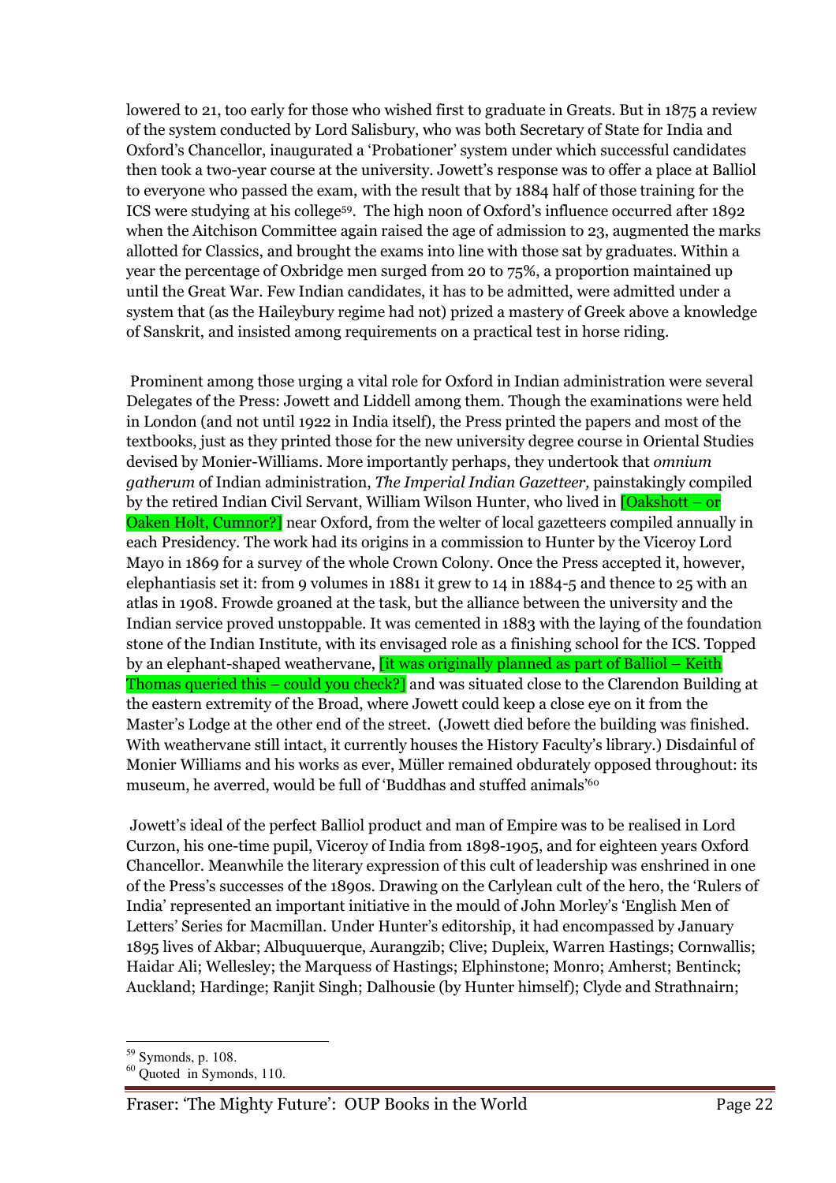lowered to 21, too early for those who wished first to graduate in Greats. But in 1875 a review of the system conducted by Lord Salisbury, who was both Secretary of State for India and Oxford's Chancellor, inaugurated a 'Probationer' system under which successful candidates then took a two-year course at the university. Jowett's response was to offer a place at Balliol to everyone who passed the exam, with the result that by 1884 half of those training for the ICS were studying at his college[59]. The high noon of Oxford's influence occurred after 1892 when the Aitchison Committee again raised the age of admission to 23, augmented the marks allotted for Classics, and brought the exams into line with those sat by graduates. Within a year the percentage of Oxbridge men surged from 20 to 75%, a proportion maintained up until the Great War. Few Indian candidates, it has to be admitted, were admitted under a system that (as the Haileybury regime had not) prized a mastery of Greek above a knowledge of Sanskrit, and insisted among requirements on a practical test in horse riding.

Prominent among those urging a vital role for Oxford in Indian administration were several Delegates of the Press: Jowett and Liddell among them. Though the examinations were held in London (and not until 1922 in India itself), the Press printed the papers and most of the textbooks, just as they printed those for the new university degree course in Oriental Studies devised by Monier-Williams. More importantly perhaps, they undertook that *omnium gatherum* of Indian administration, *The Imperial Indian Gazetteer,* painstakingly compiled by the retired Indian Civil Servant, William Wilson Hunter, who lived in [Oakshott – or Oaken Holt, Cumnor?] near Oxford, from the welter of local gazetteers compiled annually in each Presidency. The work had its origins in a commission to Hunter by the Viceroy Lord Mayo in 1869 for a survey of the whole Crown Colony. Once the Press accepted it, however, elephantiasis set it: from 9 volumes in 1881 it grew to 14 in 1884-5 and thence to 25 with an atlas in 1908. Frowde groaned at the task, but the alliance between the university and the Indian service proved unstoppable. It was cemented in 1883 with the laying of the foundation stone of the Indian Institute, with its envisaged role as a finishing school for the ICS. Topped by an elephant-shaped weathervane, [it was originally planned as part of Balliol – Keith Thomas queried this – could you check?] and was situated close to the Clarendon Building at the eastern extremity of the Broad, where Jowett could keep a close eye on it from the Master's Lodge at the other end of the street. (Jowett died before the building was finished. With weathervane still intact, it currently houses the History Faculty's library.) Disdainful of Monier Williams and his works as ever, Müller remained obdurately opposed throughout: its museum, he averred, would be full of 'Buddhas and stuffed animals'[60]

Jowett's ideal of the perfect Balliol product and man of Empire was to be realised in Lord Curzon, his one-time pupil, Viceroy of India from 1898-1905, and for eighteen years Oxford Chancellor. Meanwhile the literary expression of this cult of leadership was enshrined in one of the Press's successes of the 1890s. Drawing on the Carlylean cult of the hero, the 'Rulers of India' represented an important initiative in the mould of John Morley's 'English Men of Letters' Series for Macmillan. Under Hunter's editorship, it had encompassed by January 1895 lives of Akbar; Albuquuerque, Aurangzib; Clive; Dupleix, Warren Hastings; Cornwallis; Haidar Ali; Wellesley; the Marquess of Hastings; Elphinstone; Monro; Amherst; Bentinck; Auckland; Hardinge; Ranjit Singh; Dalhousie (by Hunter himself); Clyde and Strathnairn;

[59] Symonds, p. 108.

[60] Quoted in Symonds, 110.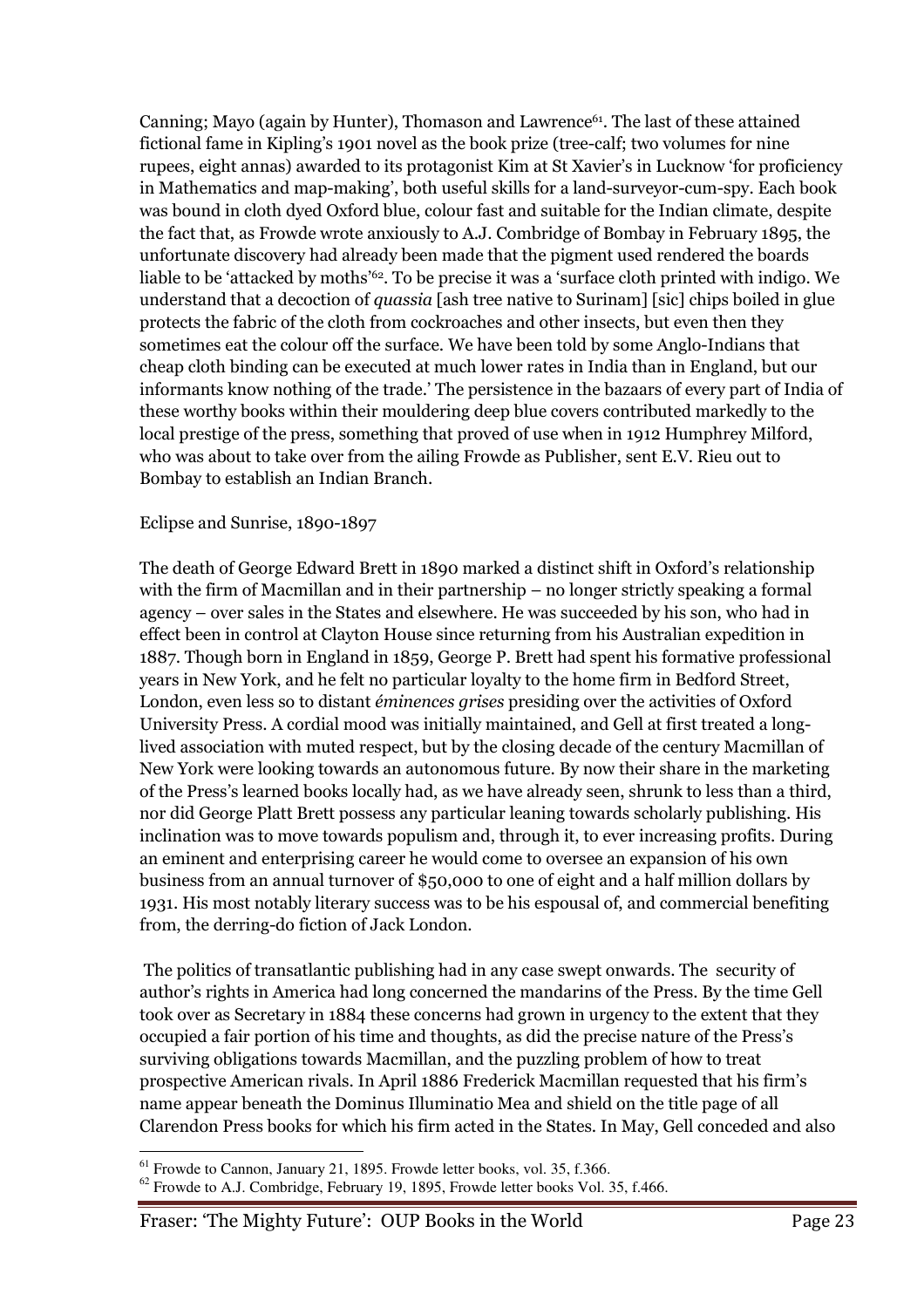Canning; Mayo (again by Hunter), Thomason and Lawrence[61]. The last of these attained fictional fame in Kipling's 1901 novel as the book prize (tree-calf; two volumes for nine rupees, eight annas) awarded to its protagonist Kim at St Xavier's in Lucknow 'for proficiency in Mathematics and map-making', both useful skills for a land-surveyor-cum-spy. Each book was bound in cloth dyed Oxford blue, colour fast and suitable for the Indian climate, despite the fact that, as Frowde wrote anxiously to A.J. Combridge of Bombay in February 1895, the unfortunate discovery had already been made that the pigment used rendered the boards liable to be 'attacked by moths'[62]. To be precise it was a 'surface cloth printed with indigo. We understand that a decoction of *quassia* [ash tree native to Surinam] [sic] chips boiled in glue protects the fabric of the cloth from cockroaches and other insects, but even then they sometimes eat the colour off the surface. We have been told by some Anglo-Indians that cheap cloth binding can be executed at much lower rates in India than in England, but our informants know nothing of the trade.' The persistence in the bazaars of every part of India of these worthy books within their mouldering deep blue covers contributed markedly to the local prestige of the press, something that proved of use when in 1912 Humphrey Milford, who was about to take over from the ailing Frowde as Publisher, sent E.V. Rieu out to Bombay to establish an Indian Branch.

## Eclipse and Sunrise, 1890-1897

The death of George Edward Brett in 1890 marked a distinct shift in Oxford's relationship with the firm of Macmillan and in their partnership – no longer strictly speaking a formal agency – over sales in the States and elsewhere. He was succeeded by his son, who had in effect been in control at Clayton House since returning from his Australian expedition in 1887. Though born in England in 1859, George P. Brett had spent his formative professional years in New York, and he felt no particular loyalty to the home firm in Bedford Street, London, even less so to distant *éminences grises* presiding over the activities of Oxford University Press. A cordial mood was initially maintained, and Gell at first treated a long-lived association with muted respect, but by the closing decade of the century Macmillan of New York were looking towards an autonomous future. By now their share in the marketing of the Press's learned books locally had, as we have already seen, shrunk to less than a third, nor did George Platt Brett possess any particular leaning towards scholarly publishing. His inclination was to move towards populism and, through it, to ever increasing profits. During an eminent and enterprising career he would come to oversee an expansion of his own business from an annual turnover of $50,000 to one of eight and a half million dollars by 1931. His most notably literary success was to be his espousal of, and commercial benefiting from, the derring-do fiction of Jack London.

The politics of transatlantic publishing had in any case swept onwards. The security of author's rights in America had long concerned the mandarins of the Press. By the time Gell took over as Secretary in 1884 these concerns had grown in urgency to the extent that they occupied a fair portion of his time and thoughts, as did the precise nature of the Press's surviving obligations towards Macmillan, and the puzzling problem of how to treat prospective American rivals. In April 1886 Frederick Macmillan requested that his firm's name appear beneath the Dominus Illuminatio Mea and shield on the title page of all Clarendon Press books for which his firm acted in the States. In May, Gell conceded and also

---

[61] Frowde to Cannon, January 21, 1895. Frowde letter books, vol. 35, f.366.

[62] Frowde to A.J. Combridge, February 19, 1895, Frowde letter books Vol. 35, f.466.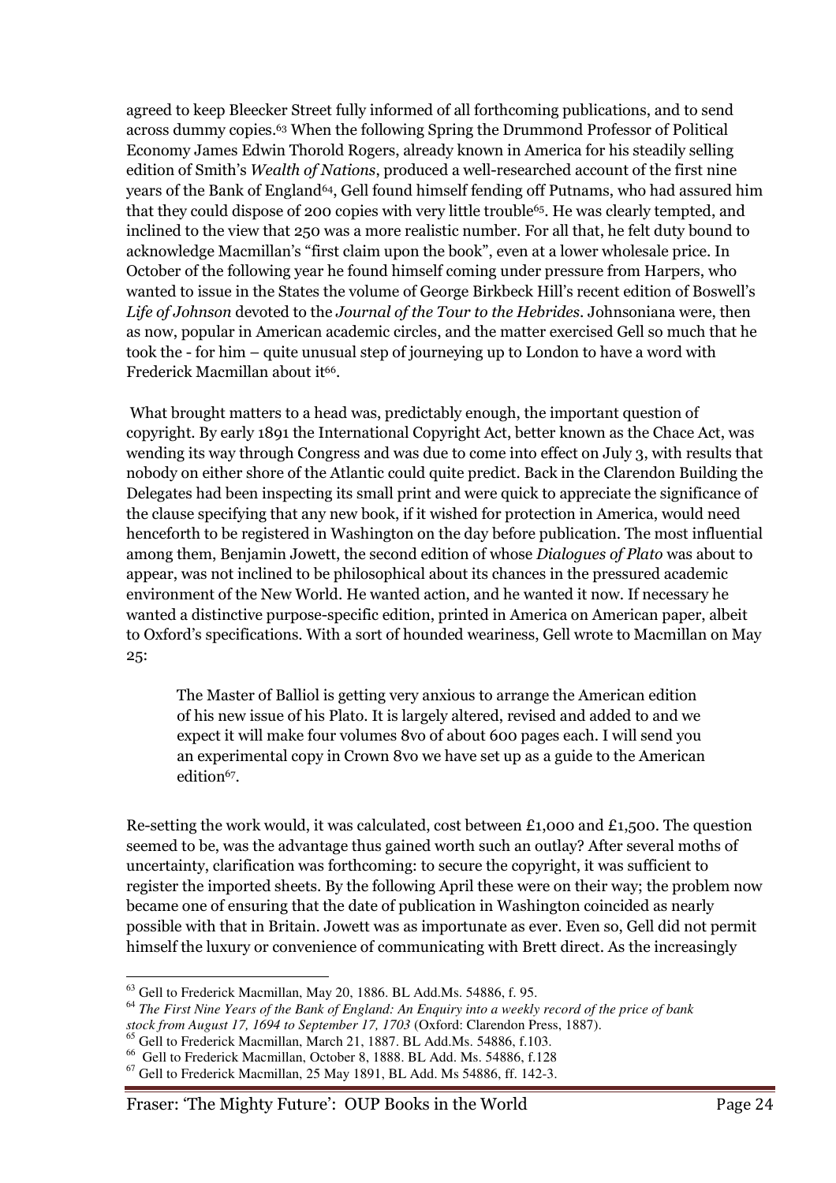agreed to keep Bleecker Street fully informed of all forthcoming publications, and to send across dummy copies.[63] When the following Spring the Drummond Professor of Political Economy James Edwin Thorold Rogers, already known in America for his steadily selling edition of Smith's *Wealth of Nations*, produced a well-researched account of the first nine years of the Bank of England[64], Gell found himself fending off Putnams, who had assured him that they could dispose of 200 copies with very little trouble[65]. He was clearly tempted, and inclined to the view that 250 was a more realistic number. For all that, he felt duty bound to acknowledge Macmillan's "first claim upon the book", even at a lower wholesale price. In October of the following year he found himself coming under pressure from Harpers, who wanted to issue in the States the volume of George Birkbeck Hill's recent edition of Boswell's *Life of Johnson* devoted to the *Journal of the Tour to the Hebrides*. Johnsoniana were, then as now, popular in American academic circles, and the matter exercised Gell so much that he took the - for him – quite unusual step of journeying up to London to have a word with Frederick Macmillan about it[66].

What brought matters to a head was, predictably enough, the important question of copyright. By early 1891 the International Copyright Act, better known as the Chace Act, was wending its way through Congress and was due to come into effect on July 3, with results that nobody on either shore of the Atlantic could quite predict. Back in the Clarendon Building the Delegates had been inspecting its small print and were quick to appreciate the significance of the clause specifying that any new book, if it wished for protection in America, would need henceforth to be registered in Washington on the day before publication. The most influential among them, Benjamin Jowett, the second edition of whose *Dialogues of Plato* was about to appear, was not inclined to be philosophical about its chances in the pressured academic environment of the New World. He wanted action, and he wanted it now. If necessary he wanted a distinctive purpose-specific edition, printed in America on American paper, albeit to Oxford's specifications. With a sort of hounded weariness, Gell wrote to Macmillan on May 25:

> The Master of Balliol is getting very anxious to arrange the American edition of his new issue of his Plato. It is largely altered, revised and added to and we expect it will make four volumes 8vo of about 600 pages each. I will send you an experimental copy in Crown 8vo we have set up as a guide to the American edition[67].

Re-setting the work would, it was calculated, cost between £1,000 and £1,500. The question seemed to be, was the advantage thus gained worth such an outlay? After several moths of uncertainty, clarification was forthcoming: to secure the copyright, it was sufficient to register the imported sheets. By the following April these were on their way; the problem now became one of ensuring that the date of publication in Washington coincided as nearly possible with that in Britain. Jowett was as importunate as ever. Even so, Gell did not permit himself the luxury or convenience of communicating with Brett direct. As the increasingly

---

[63] Gell to Frederick Macmillan, May 20, 1886. BL Add.Ms. 54886, f. 95.

[64] *The First Nine Years of the Bank of England: An Enquiry into a weekly record of the price of bank stock from August 17, 1694 to September 17, 1703* (Oxford: Clarendon Press, 1887).

[65] Gell to Frederick Macmillan, March 21, 1887. BL Add.Ms. 54886, f.103.

[66] Gell to Frederick Macmillan, October 8, 1888. BL Add. Ms. 54886, f.128

[67] Gell to Frederick Macmillan, 25 May 1891, BL Add. Ms 54886, ff. 142-3.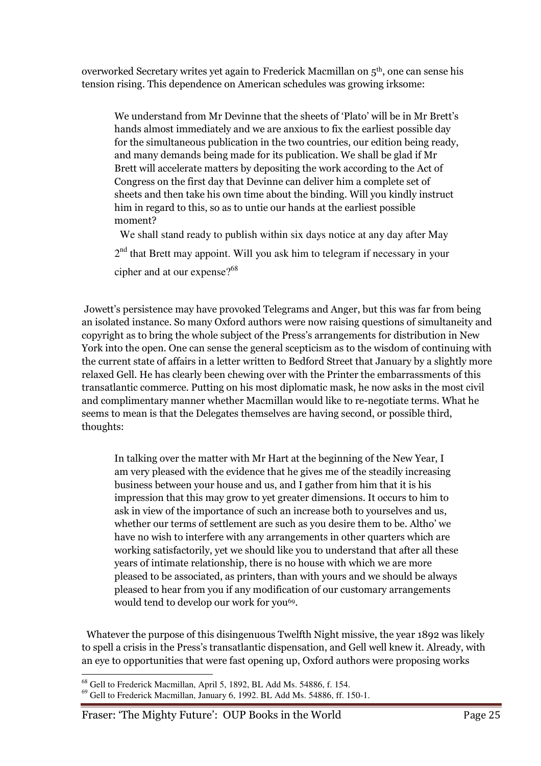overworked Secretary writes yet again to Frederick Macmillan on 5th, one can sense his tension rising. This dependence on American schedules was growing irksome:

> We understand from Mr Devinne that the sheets of 'Plato' will be in Mr Brett's hands almost immediately and we are anxious to fix the earliest possible day for the simultaneous publication in the two countries, our edition being ready, and many demands being made for its publication. We shall be glad if Mr Brett will accelerate matters by depositing the work according to the Act of Congress on the first day that Devinne can deliver him a complete set of sheets and then take his own time about the binding. Will you kindly instruct him in regard to this, so as to untie our hands at the earliest possible moment?
>
> We shall stand ready to publish within six days notice at any day after May 2nd that Brett may appoint. Will you ask him to telegram if necessary in your cipher and at our expense?[68]

Jowett's persistence may have provoked Telegrams and Anger, but this was far from being an isolated instance. So many Oxford authors were now raising questions of simultaneity and copyright as to bring the whole subject of the Press's arrangements for distribution in New York into the open. One can sense the general scepticism as to the wisdom of continuing with the current state of affairs in a letter written to Bedford Street that January by a slightly more relaxed Gell. He has clearly been chewing over with the Printer the embarrassments of this transatlantic commerce. Putting on his most diplomatic mask, he now asks in the most civil and complimentary manner whether Macmillan would like to re-negotiate terms. What he seems to mean is that the Delegates themselves are having second, or possible third, thoughts:

> In talking over the matter with Mr Hart at the beginning of the New Year, I am very pleased with the evidence that he gives me of the steadily increasing business between your house and us, and I gather from him that it is his impression that this may grow to yet greater dimensions. It occurs to him to ask in view of the importance of such an increase both to yourselves and us, whether our terms of settlement are such as you desire them to be. Altho' we have no wish to interfere with any arrangements in other quarters which are working satisfactorily, yet we should like you to understand that after all these years of intimate relationship, there is no house with which we are more pleased to be associated, as printers, than with yours and we should be always pleased to hear from you if any modification of our customary arrangements would tend to develop our work for you[69].

Whatever the purpose of this disingenuous Twelfth Night missive, the year 1892 was likely to spell a crisis in the Press's transatlantic dispensation, and Gell well knew it. Already, with an eye to opportunities that were fast opening up, Oxford authors were proposing works

---

[68] Gell to Frederick Macmillan, April 5, 1892, BL Add Ms. 54886, f. 154.

[69] Gell to Frederick Macmillan, January 6, 1992. BL Add Ms. 54886, ff. 150-1.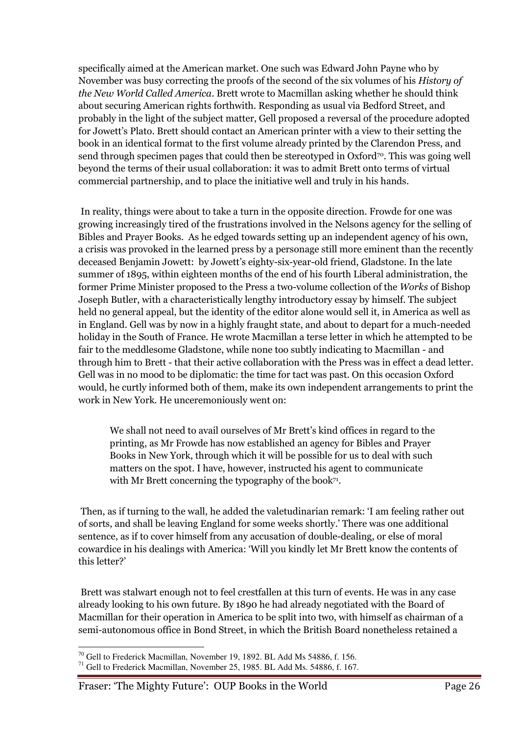specifically aimed at the American market. One such was Edward John Payne who by November was busy correcting the proofs of the second of the six volumes of his *History of the New World Called America*. Brett wrote to Macmillan asking whether he should think about securing American rights forthwith. Responding as usual via Bedford Street, and probably in the light of the subject matter, Gell proposed a reversal of the procedure adopted for Jowett's Plato. Brett should contact an American printer with a view to their setting the book in an identical format to the first volume already printed by the Clarendon Press, and send through specimen pages that could then be stereotyped in Oxford[70]. This was going well beyond the terms of their usual collaboration: it was to admit Brett onto terms of virtual commercial partnership, and to place the initiative well and truly in his hands.

In reality, things were about to take a turn in the opposite direction. Frowde for one was growing increasingly tired of the frustrations involved in the Nelsons agency for the selling of Bibles and Prayer Books. As he edged towards setting up an independent agency of his own, a crisis was provoked in the learned press by a personage still more eminent than the recently deceased Benjamin Jowett: by Jowett's eighty-six-year-old friend, Gladstone. In the late summer of 1895, within eighteen months of the end of his fourth Liberal administration, the former Prime Minister proposed to the Press a two-volume collection of the *Works* of Bishop Joseph Butler, with a characteristically lengthy introductory essay by himself. The subject held no general appeal, but the identity of the editor alone would sell it, in America as well as in England. Gell was by now in a highly fraught state, and about to depart for a much-needed holiday in the South of France. He wrote Macmillan a terse letter in which he attempted to be fair to the meddlesome Gladstone, while none too subtly indicating to Macmillan - and through him to Brett - that their active collaboration with the Press was in effect a dead letter. Gell was in no mood to be diplomatic: the time for tact was past. On this occasion Oxford would, he curtly informed both of them, make its own independent arrangements to print the work in New York. He unceremoniously went on:

> We shall not need to avail ourselves of Mr Brett's kind offices in regard to the printing, as Mr Frowde has now established an agency for Bibles and Prayer Books in New York, through which it will be possible for us to deal with such matters on the spot. I have, however, instructed his agent to communicate with Mr Brett concerning the typography of the book[71].

Then, as if turning to the wall, he added the valetudinarian remark: 'I am feeling rather out of sorts, and shall be leaving England for some weeks shortly.' There was one additional sentence, as if to cover himself from any accusation of double-dealing, or else of moral cowardice in his dealings with America: 'Will you kindly let Mr Brett know the contents of this letter?'

Brett was stalwart enough not to feel crestfallen at this turn of events. He was in any case already looking to his own future. By 1890 he had already negotiated with the Board of Macmillan for their operation in America to be split into two, with himself as chairman of a semi-autonomous office in Bond Street, in which the British Board nonetheless retained a

---

[70] Gell to Frederick Macmillan, November 19, 1892. BL Add Ms 54886, f. 156.

[71] Gell to Frederick Macmillan, November 25, 1985. BL Add Ms. 54886, f. 167.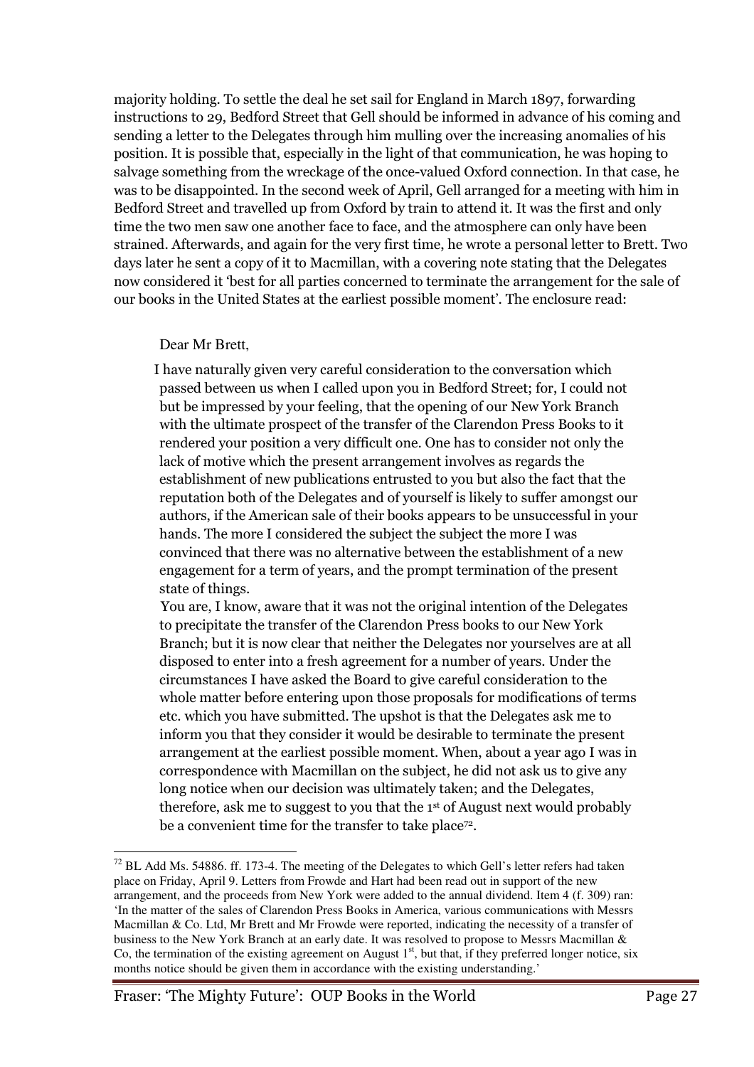majority holding. To settle the deal he set sail for England in March 1897, forwarding instructions to 29, Bedford Street that Gell should be informed in advance of his coming and sending a letter to the Delegates through him mulling over the increasing anomalies of his position. It is possible that, especially in the light of that communication, he was hoping to salvage something from the wreckage of the once-valued Oxford connection. In that case, he was to be disappointed. In the second week of April, Gell arranged for a meeting with him in Bedford Street and travelled up from Oxford by train to attend it. It was the first and only time the two men saw one another face to face, and the atmosphere can only have been strained. Afterwards, and again for the very first time, he wrote a personal letter to Brett. Two days later he sent a copy of it to Macmillan, with a covering note stating that the Delegates now considered it 'best for all parties concerned to terminate the arrangement for the sale of our books in the United States at the earliest possible moment'. The enclosure read:

> Dear Mr Brett,
>
> I have naturally given very careful consideration to the conversation which passed between us when I called upon you in Bedford Street; for, I could not but be impressed by your feeling, that the opening of our New York Branch with the ultimate prospect of the transfer of the Clarendon Press Books to it rendered your position a very difficult one. One has to consider not only the lack of motive which the present arrangement involves as regards the establishment of new publications entrusted to you but also the fact that the reputation both of the Delegates and of yourself is likely to suffer amongst our authors, if the American sale of their books appears to be unsuccessful in your hands. The more I considered the subject the subject the more I was convinced that there was no alternative between the establishment of a new engagement for a term of years, and the prompt termination of the present state of things.
>
> You are, I know, aware that it was not the original intention of the Delegates to precipitate the transfer of the Clarendon Press books to our New York Branch; but it is now clear that neither the Delegates nor yourselves are at all disposed to enter into a fresh agreement for a number of years. Under the circumstances I have asked the Board to give careful consideration to the whole matter before entering upon those proposals for modifications of terms etc. which you have submitted. The upshot is that the Delegates ask me to inform you that they consider it would be desirable to terminate the present arrangement at the earliest possible moment. When, about a year ago I was in correspondence with Macmillan on the subject, he did not ask us to give any long notice when our decision was ultimately taken; and the Delegates, therefore, ask me to suggest to you that the 1st of August next would probably be a convenient time for the transfer to take place[72].

[72] BL Add Ms. 54886. ff. 173-4. The meeting of the Delegates to which Gell's letter refers had taken place on Friday, April 9. Letters from Frowde and Hart had been read out in support of the new arrangement, and the proceeds from New York were added to the annual dividend. Item 4 (f. 309) ran: 'In the matter of the sales of Clarendon Press Books in America, various communications with Messrs Macmillan & Co. Ltd, Mr Brett and Mr Frowde were reported, indicating the necessity of a transfer of business to the New York Branch at an early date. It was resolved to propose to Messrs Macmillan & Co, the termination of the existing agreement on August 1st, but that, if they preferred longer notice, six months notice should be given them in accordance with the existing understanding.'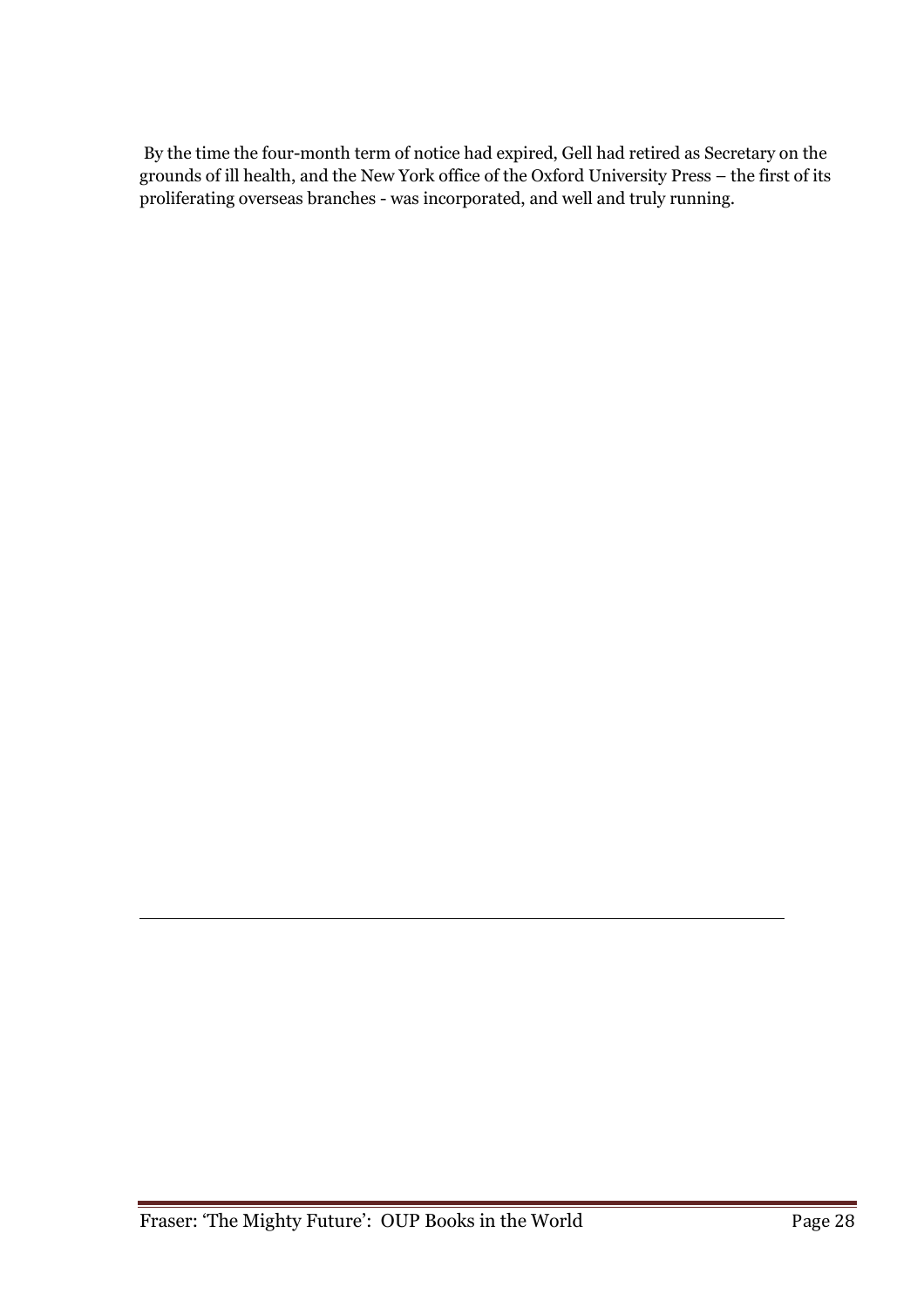By the time the four-month term of notice had expired, Gell had retired as Secretary on the grounds of ill health, and the New York office of the Oxford University Press – the first of its proliferating overseas branches - was incorporated, and well and truly running.